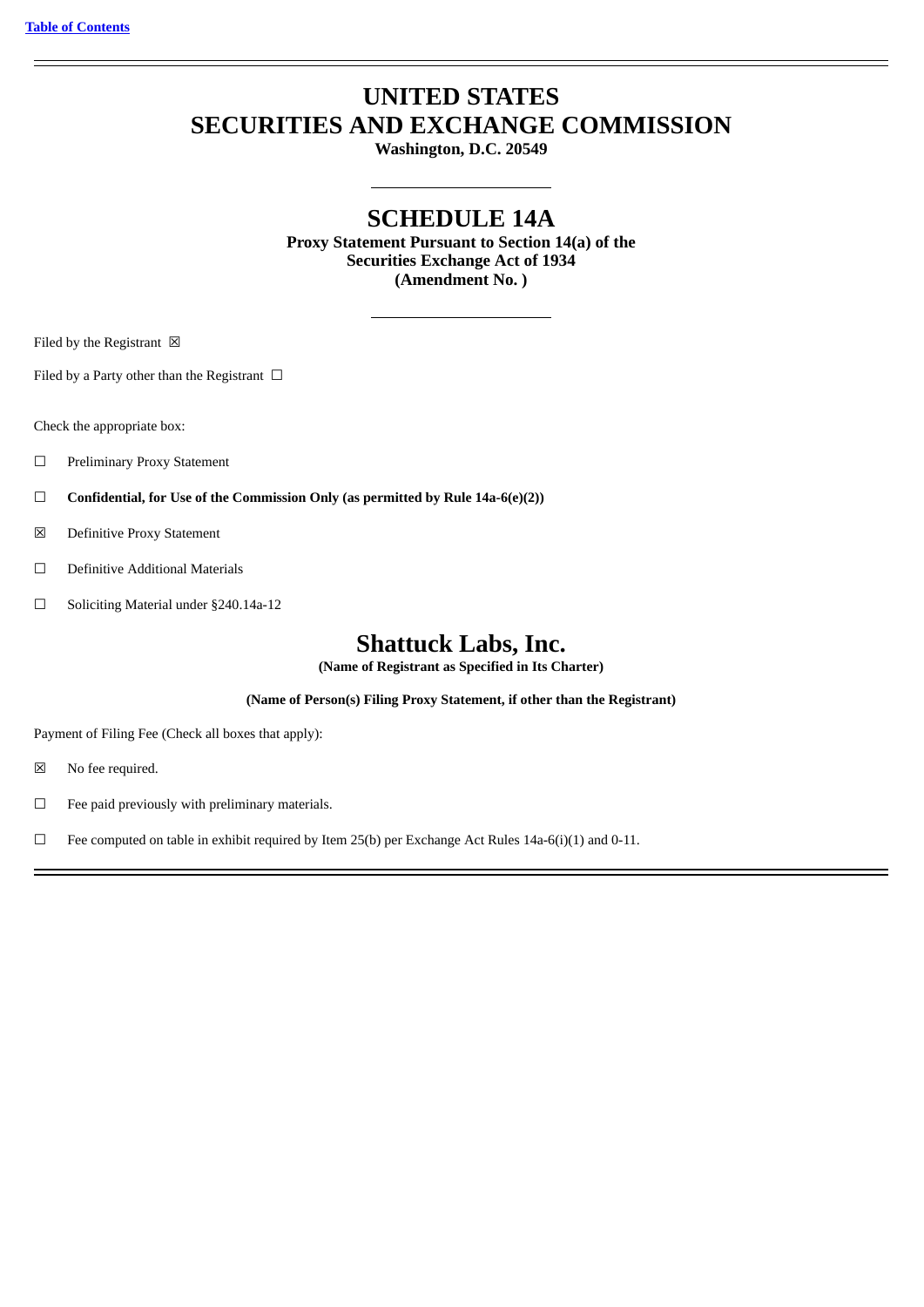[Table of Contents](#)

# UNITED STATES
# SECURITIES AND EXCHANGE COMMISSION

**Washington, D.C. 20549**

## SCHEDULE 14A

**Proxy Statement Pursuant to Section 14(a) of the Securities Exchange Act of 1934**
**(Amendment No. )**

Filed by the Registrant ☒

Filed by a Party other than the Registrant ☐

Check the appropriate box:

☐ Preliminary Proxy Statement

☐ **Confidential, for Use of the Commission Only (as permitted by Rule 14a-6(e)(2))**

☒ Definitive Proxy Statement

☐ Definitive Additional Materials

☐ Soliciting Material under §240.14a-12

# Shattuck Labs, Inc.

**(Name of Registrant as Specified in Its Charter)**

**(Name of Person(s) Filing Proxy Statement, if other than the Registrant)**

Payment of Filing Fee (Check all boxes that apply):

☒ No fee required.

☐ Fee paid previously with preliminary materials.

☐ Fee computed on table in exhibit required by Item 25(b) per Exchange Act Rules 14a-6(i)(1) and 0-11.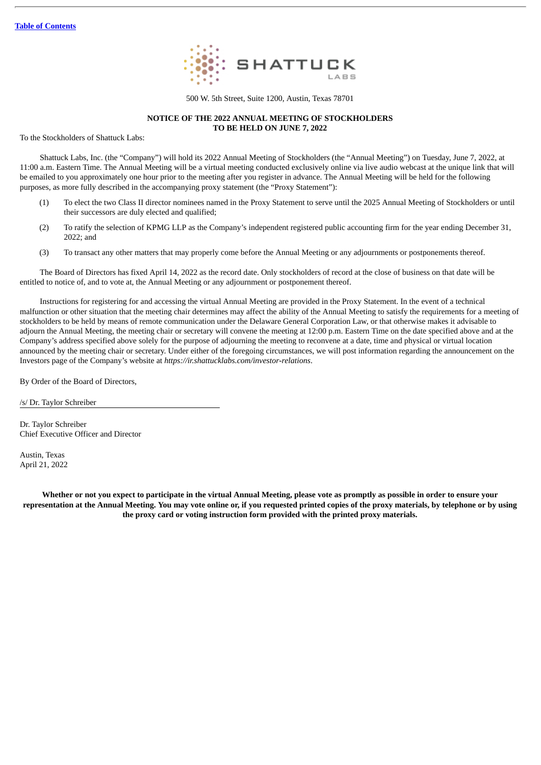[Table of Contents](#)

SHATTUCK LABS

500 W. 5th Street, Suite 1200, Austin, Texas 78701

**NOTICE OF THE 2022 ANNUAL MEETING OF STOCKHOLDERS**
**TO BE HELD ON JUNE 7, 2022**

To the Stockholders of Shattuck Labs:

Shattuck Labs, Inc. (the "Company") will hold its 2022 Annual Meeting of Stockholders (the "Annual Meeting") on Tuesday, June 7, 2022, at 11:00 a.m. Eastern Time. The Annual Meeting will be a virtual meeting conducted exclusively online via live audio webcast at the unique link that will be emailed to you approximately one hour prior to the meeting after you register in advance. The Annual Meeting will be held for the following purposes, as more fully described in the accompanying proxy statement (the "Proxy Statement"):

(1) To elect the two Class II director nominees named in the Proxy Statement to serve until the 2025 Annual Meeting of Stockholders or until their successors are duly elected and qualified;

(2) To ratify the selection of KPMG LLP as the Company's independent registered public accounting firm for the year ending December 31, 2022; and

(3) To transact any other matters that may properly come before the Annual Meeting or any adjournments or postponements thereof.

The Board of Directors has fixed April 14, 2022 as the record date. Only stockholders of record at the close of business on that date will be entitled to notice of, and to vote at, the Annual Meeting or any adjournment or postponement thereof.

Instructions for registering for and accessing the virtual Annual Meeting are provided in the Proxy Statement. In the event of a technical malfunction or other situation that the meeting chair determines may affect the ability of the Annual Meeting to satisfy the requirements for a meeting of stockholders to be held by means of remote communication under the Delaware General Corporation Law, or that otherwise makes it advisable to adjourn the Annual Meeting, the meeting chair or secretary will convene the meeting at 12:00 p.m. Eastern Time on the date specified above and at the Company's address specified above solely for the purpose of adjourning the meeting to reconvene at a date, time and physical or virtual location announced by the meeting chair or secretary. Under either of the foregoing circumstances, we will post information regarding the announcement on the Investors page of the Company's website at *https://ir.shattucklabs.com/investor-relations*.

By Order of the Board of Directors,

/s/ Dr. Taylor Schreiber

Dr. Taylor Schreiber
Chief Executive Officer and Director

Austin, Texas
April 21, 2022

**Whether or not you expect to participate in the virtual Annual Meeting, please vote as promptly as possible in order to ensure your representation at the Annual Meeting. You may vote online or, if you requested printed copies of the proxy materials, by telephone or by using the proxy card or voting instruction form provided with the printed proxy materials.**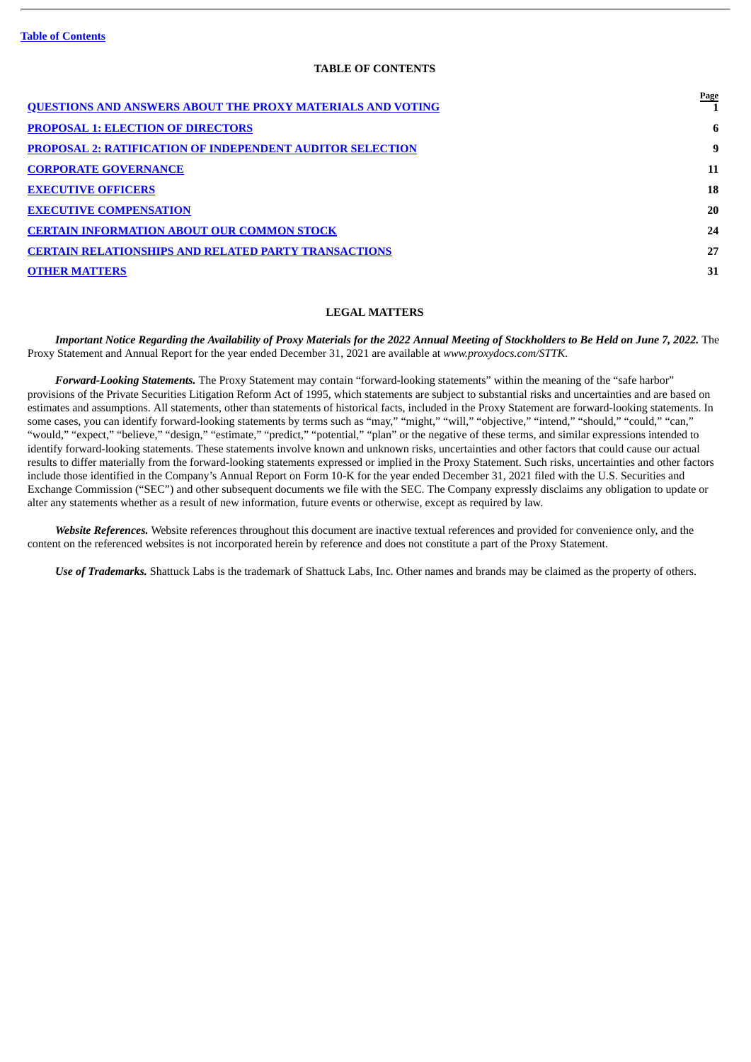## TABLE OF CONTENTS

| | Page |
|---|---|
| QUESTIONS AND ANSWERS ABOUT THE PROXY MATERIALS AND VOTING | 1 |
| PROPOSAL 1: ELECTION OF DIRECTORS | 6 |
| PROPOSAL 2: RATIFICATION OF INDEPENDENT AUDITOR SELECTION | 9 |
| CORPORATE GOVERNANCE | 11 |
| EXECUTIVE OFFICERS | 18 |
| EXECUTIVE COMPENSATION | 20 |
| CERTAIN INFORMATION ABOUT OUR COMMON STOCK | 24 |
| CERTAIN RELATIONSHIPS AND RELATED PARTY TRANSACTIONS | 27 |
| OTHER MATTERS | 31 |

## LEGAL MATTERS

***Important Notice Regarding the Availability of Proxy Materials for the 2022 Annual Meeting of Stockholders to Be Held on June 7, 2022.*** The Proxy Statement and Annual Report for the year ended December 31, 2021 are available at *www.proxydocs.com/STTK*.

***Forward-Looking Statements.*** The Proxy Statement may contain "forward-looking statements" within the meaning of the "safe harbor" provisions of the Private Securities Litigation Reform Act of 1995, which statements are subject to substantial risks and uncertainties and are based on estimates and assumptions. All statements, other than statements of historical facts, included in the Proxy Statement are forward-looking statements. In some cases, you can identify forward-looking statements by terms such as "may," "might," "will," "objective," "intend," "should," "could," "can," "would," "expect," "believe," "design," "estimate," "predict," "potential," "plan" or the negative of these terms, and similar expressions intended to identify forward-looking statements. These statements involve known and unknown risks, uncertainties and other factors that could cause our actual results to differ materially from the forward-looking statements expressed or implied in the Proxy Statement. Such risks, uncertainties and other factors include those identified in the Company's Annual Report on Form 10-K for the year ended December 31, 2021 filed with the U.S. Securities and Exchange Commission ("SEC") and other subsequent documents we file with the SEC. The Company expressly disclaims any obligation to update or alter any statements whether as a result of new information, future events or otherwise, except as required by law.

***Website References.*** Website references throughout this document are inactive textual references and provided for convenience only, and the content on the referenced websites is not incorporated herein by reference and does not constitute a part of the Proxy Statement.

***Use of Trademarks.*** Shattuck Labs is the trademark of Shattuck Labs, Inc. Other names and brands may be claimed as the property of others.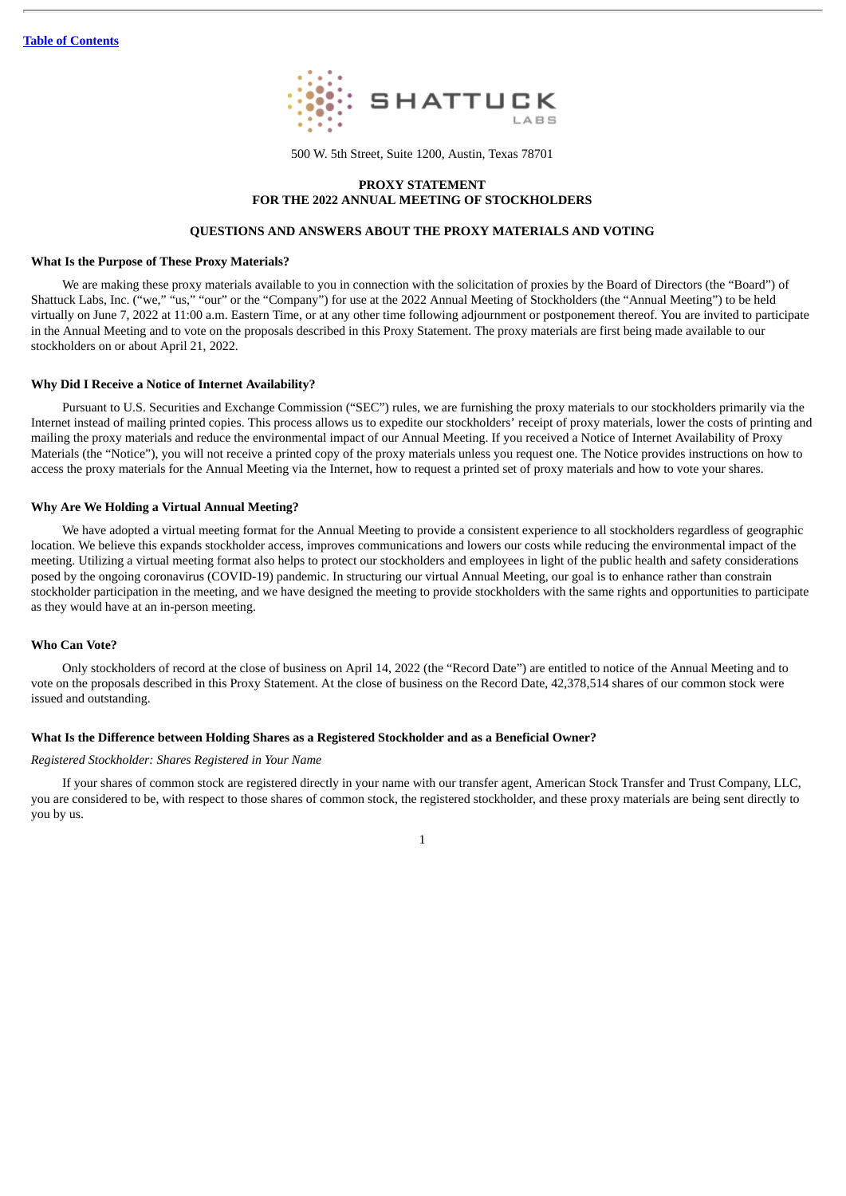[Table of Contents](#)

SHATTUCK LABS

500 W. 5th Street, Suite 1200, Austin, Texas 78701

**PROXY STATEMENT**
**FOR THE 2022 ANNUAL MEETING OF STOCKHOLDERS**

**QUESTIONS AND ANSWERS ABOUT THE PROXY MATERIALS AND VOTING**

### What Is the Purpose of These Proxy Materials?

We are making these proxy materials available to you in connection with the solicitation of proxies by the Board of Directors (the "Board") of Shattuck Labs, Inc. ("we," "us," "our" or the "Company") for use at the 2022 Annual Meeting of Stockholders (the "Annual Meeting") to be held virtually on June 7, 2022 at 11:00 a.m. Eastern Time, or at any other time following adjournment or postponement thereof. You are invited to participate in the Annual Meeting and to vote on the proposals described in this Proxy Statement. The proxy materials are first being made available to our stockholders on or about April 21, 2022.

### Why Did I Receive a Notice of Internet Availability?

Pursuant to U.S. Securities and Exchange Commission ("SEC") rules, we are furnishing the proxy materials to our stockholders primarily via the Internet instead of mailing printed copies. This process allows us to expedite our stockholders' receipt of proxy materials, lower the costs of printing and mailing the proxy materials and reduce the environmental impact of our Annual Meeting. If you received a Notice of Internet Availability of Proxy Materials (the "Notice"), you will not receive a printed copy of the proxy materials unless you request one. The Notice provides instructions on how to access the proxy materials for the Annual Meeting via the Internet, how to request a printed set of proxy materials and how to vote your shares.

### Why Are We Holding a Virtual Annual Meeting?

We have adopted a virtual meeting format for the Annual Meeting to provide a consistent experience to all stockholders regardless of geographic location. We believe this expands stockholder access, improves communications and lowers our costs while reducing the environmental impact of the meeting. Utilizing a virtual meeting format also helps to protect our stockholders and employees in light of the public health and safety considerations posed by the ongoing coronavirus (COVID-19) pandemic. In structuring our virtual Annual Meeting, our goal is to enhance rather than constrain stockholder participation in the meeting, and we have designed the meeting to provide stockholders with the same rights and opportunities to participate as they would have at an in-person meeting.

### Who Can Vote?

Only stockholders of record at the close of business on April 14, 2022 (the "Record Date") are entitled to notice of the Annual Meeting and to vote on the proposals described in this Proxy Statement. At the close of business on the Record Date, 42,378,514 shares of our common stock were issued and outstanding.

### What Is the Difference between Holding Shares as a Registered Stockholder and as a Beneficial Owner?

*Registered Stockholder: Shares Registered in Your Name*

If your shares of common stock are registered directly in your name with our transfer agent, American Stock Transfer and Trust Company, LLC, you are considered to be, with respect to those shares of common stock, the registered stockholder, and these proxy materials are being sent directly to you by us.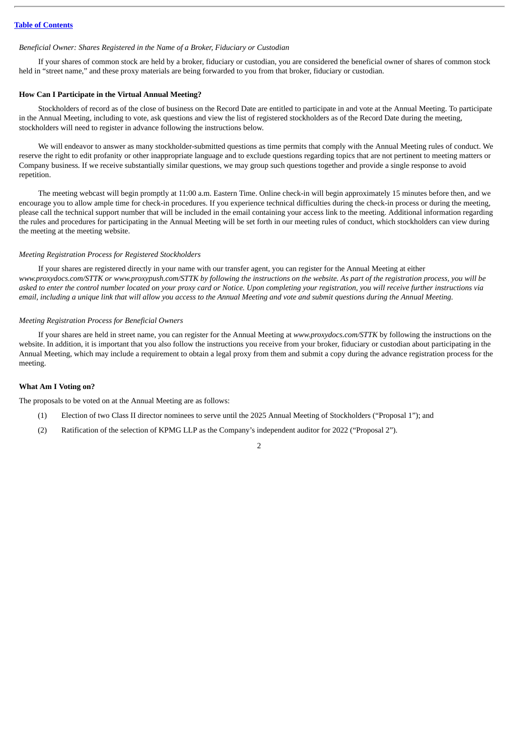[Table of Contents](#)

*Beneficial Owner: Shares Registered in the Name of a Broker, Fiduciary or Custodian*

If your shares of common stock are held by a broker, fiduciary or custodian, you are considered the beneficial owner of shares of common stock held in "street name," and these proxy materials are being forwarded to you from that broker, fiduciary or custodian.

**How Can I Participate in the Virtual Annual Meeting?**

Stockholders of record as of the close of business on the Record Date are entitled to participate in and vote at the Annual Meeting. To participate in the Annual Meeting, including to vote, ask questions and view the list of registered stockholders as of the Record Date during the meeting, stockholders will need to register in advance following the instructions below.

We will endeavor to answer as many stockholder-submitted questions as time permits that comply with the Annual Meeting rules of conduct. We reserve the right to edit profanity or other inappropriate language and to exclude questions regarding topics that are not pertinent to meeting matters or Company business. If we receive substantially similar questions, we may group such questions together and provide a single response to avoid repetition.

The meeting webcast will begin promptly at 11:00 a.m. Eastern Time. Online check-in will begin approximately 15 minutes before then, and we encourage you to allow ample time for check-in procedures. If you experience technical difficulties during the check-in process or during the meeting, please call the technical support number that will be included in the email containing your access link to the meeting. Additional information regarding the rules and procedures for participating in the Annual Meeting will be set forth in our meeting rules of conduct, which stockholders can view during the meeting at the meeting website.

*Meeting Registration Process for Registered Stockholders*

If your shares are registered directly in your name with our transfer agent, you can register for the Annual Meeting at either *www.proxydocs.com/STTK or www.proxypush.com/STTK by following the instructions on the website. As part of the registration process, you will be asked to enter the control number located on your proxy card or Notice. Upon completing your registration, you will receive further instructions via email, including a unique link that will allow you access to the Annual Meeting and vote and submit questions during the Annual Meeting.*

*Meeting Registration Process for Beneficial Owners*

If your shares are held in street name, you can register for the Annual Meeting at *www.proxydocs.com/STTK* by following the instructions on the website. In addition, it is important that you also follow the instructions you receive from your broker, fiduciary or custodian about participating in the Annual Meeting, which may include a requirement to obtain a legal proxy from them and submit a copy during the advance registration process for the meeting.

**What Am I Voting on?**

The proposals to be voted on at the Annual Meeting are as follows:

(1) Election of two Class II director nominees to serve until the 2025 Annual Meeting of Stockholders ("Proposal 1"); and

(2) Ratification of the selection of KPMG LLP as the Company's independent auditor for 2022 ("Proposal 2").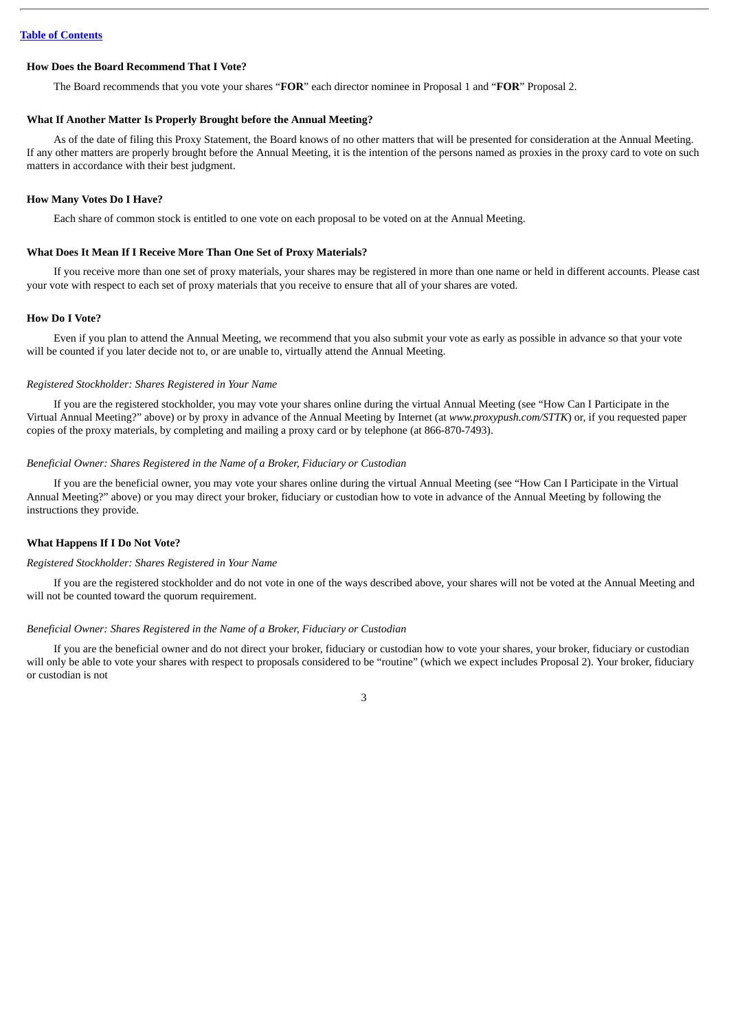### How Does the Board Recommend That I Vote?

The Board recommends that you vote your shares "**FOR**" each director nominee in Proposal 1 and "**FOR**" Proposal 2.

### What If Another Matter Is Properly Brought before the Annual Meeting?

As of the date of filing this Proxy Statement, the Board knows of no other matters that will be presented for consideration at the Annual Meeting. If any other matters are properly brought before the Annual Meeting, it is the intention of the persons named as proxies in the proxy card to vote on such matters in accordance with their best judgment.

### How Many Votes Do I Have?

Each share of common stock is entitled to one vote on each proposal to be voted on at the Annual Meeting.

### What Does It Mean If I Receive More Than One Set of Proxy Materials?

If you receive more than one set of proxy materials, your shares may be registered in more than one name or held in different accounts. Please cast your vote with respect to each set of proxy materials that you receive to ensure that all of your shares are voted.

### How Do I Vote?

Even if you plan to attend the Annual Meeting, we recommend that you also submit your vote as early as possible in advance so that your vote will be counted if you later decide not to, or are unable to, virtually attend the Annual Meeting.

*Registered Stockholder: Shares Registered in Your Name*

If you are the registered stockholder, you may vote your shares online during the virtual Annual Meeting (see "How Can I Participate in the Virtual Annual Meeting?" above) or by proxy in advance of the Annual Meeting by Internet (at *www.proxypush.com/STTK*) or, if you requested paper copies of the proxy materials, by completing and mailing a proxy card or by telephone (at 866-870-7493).

*Beneficial Owner: Shares Registered in the Name of a Broker, Fiduciary or Custodian*

If you are the beneficial owner, you may vote your shares online during the virtual Annual Meeting (see "How Can I Participate in the Virtual Annual Meeting?" above) or you may direct your broker, fiduciary or custodian how to vote in advance of the Annual Meeting by following the instructions they provide.

### What Happens If I Do Not Vote?

*Registered Stockholder: Shares Registered in Your Name*

If you are the registered stockholder and do not vote in one of the ways described above, your shares will not be voted at the Annual Meeting and will not be counted toward the quorum requirement.

*Beneficial Owner: Shares Registered in the Name of a Broker, Fiduciary or Custodian*

If you are the beneficial owner and do not direct your broker, fiduciary or custodian how to vote your shares, your broker, fiduciary or custodian will only be able to vote your shares with respect to proposals considered to be "routine" (which we expect includes Proposal 2). Your broker, fiduciary or custodian is not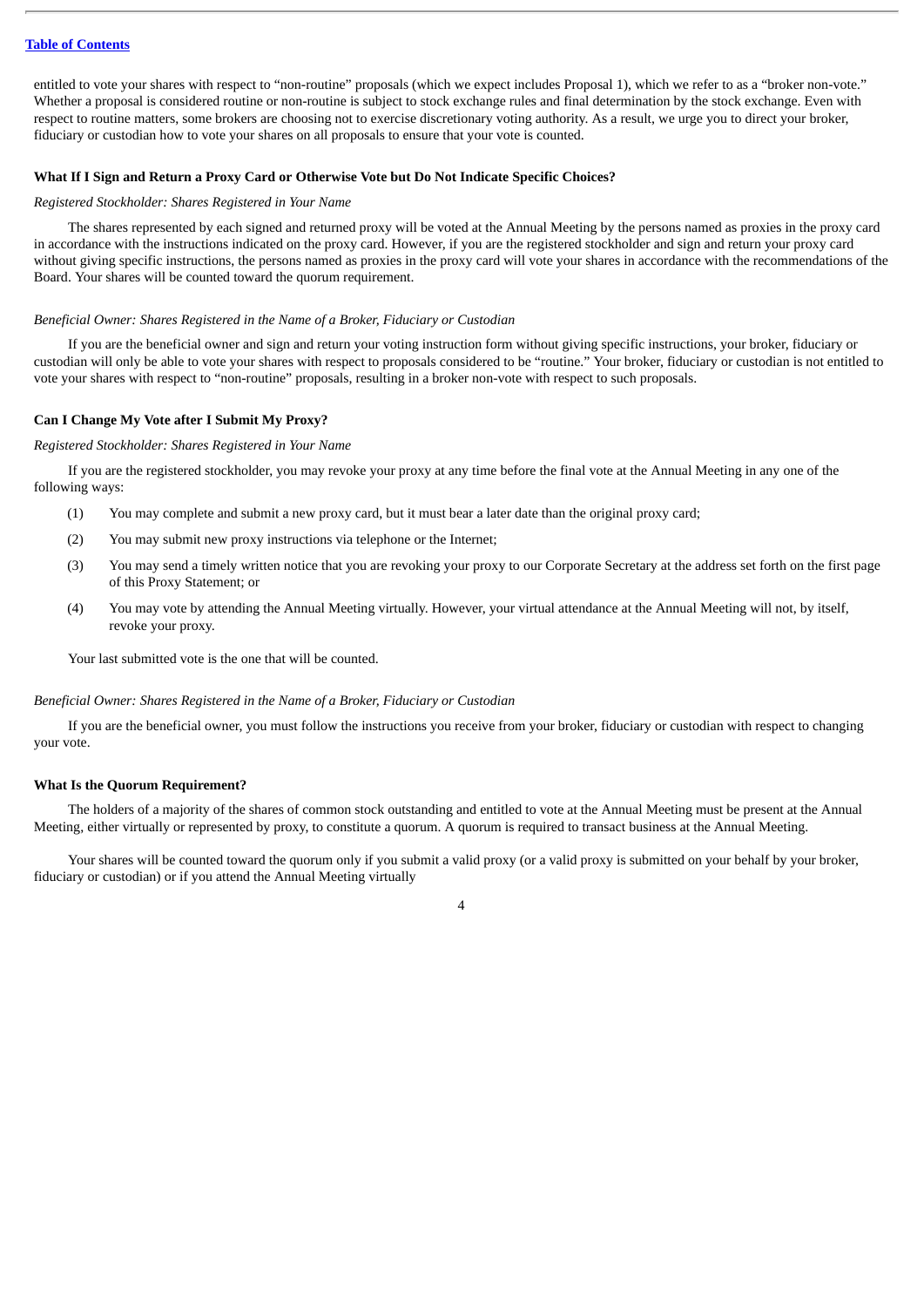entitled to vote your shares with respect to "non-routine" proposals (which we expect includes Proposal 1), which we refer to as a "broker non-vote." Whether a proposal is considered routine or non-routine is subject to stock exchange rules and final determination by the stock exchange. Even with respect to routine matters, some brokers are choosing not to exercise discretionary voting authority. As a result, we urge you to direct your broker, fiduciary or custodian how to vote your shares on all proposals to ensure that your vote is counted.

### What If I Sign and Return a Proxy Card or Otherwise Vote but Do Not Indicate Specific Choices?

*Registered Stockholder: Shares Registered in Your Name*

The shares represented by each signed and returned proxy will be voted at the Annual Meeting by the persons named as proxies in the proxy card in accordance with the instructions indicated on the proxy card. However, if you are the registered stockholder and sign and return your proxy card without giving specific instructions, the persons named as proxies in the proxy card will vote your shares in accordance with the recommendations of the Board. Your shares will be counted toward the quorum requirement.

*Beneficial Owner: Shares Registered in the Name of a Broker, Fiduciary or Custodian*

If you are the beneficial owner and sign and return your voting instruction form without giving specific instructions, your broker, fiduciary or custodian will only be able to vote your shares with respect to proposals considered to be "routine." Your broker, fiduciary or custodian is not entitled to vote your shares with respect to "non-routine" proposals, resulting in a broker non-vote with respect to such proposals.

### Can I Change My Vote after I Submit My Proxy?

*Registered Stockholder: Shares Registered in Your Name*

If you are the registered stockholder, you may revoke your proxy at any time before the final vote at the Annual Meeting in any one of the following ways:

(1) You may complete and submit a new proxy card, but it must bear a later date than the original proxy card;

(2) You may submit new proxy instructions via telephone or the Internet;

(3) You may send a timely written notice that you are revoking your proxy to our Corporate Secretary at the address set forth on the first page of this Proxy Statement; or

(4) You may vote by attending the Annual Meeting virtually. However, your virtual attendance at the Annual Meeting will not, by itself, revoke your proxy.

Your last submitted vote is the one that will be counted.

*Beneficial Owner: Shares Registered in the Name of a Broker, Fiduciary or Custodian*

If you are the beneficial owner, you must follow the instructions you receive from your broker, fiduciary or custodian with respect to changing your vote.

### What Is the Quorum Requirement?

The holders of a majority of the shares of common stock outstanding and entitled to vote at the Annual Meeting must be present at the Annual Meeting, either virtually or represented by proxy, to constitute a quorum. A quorum is required to transact business at the Annual Meeting.

Your shares will be counted toward the quorum only if you submit a valid proxy (or a valid proxy is submitted on your behalf by your broker, fiduciary or custodian) or if you attend the Annual Meeting virtually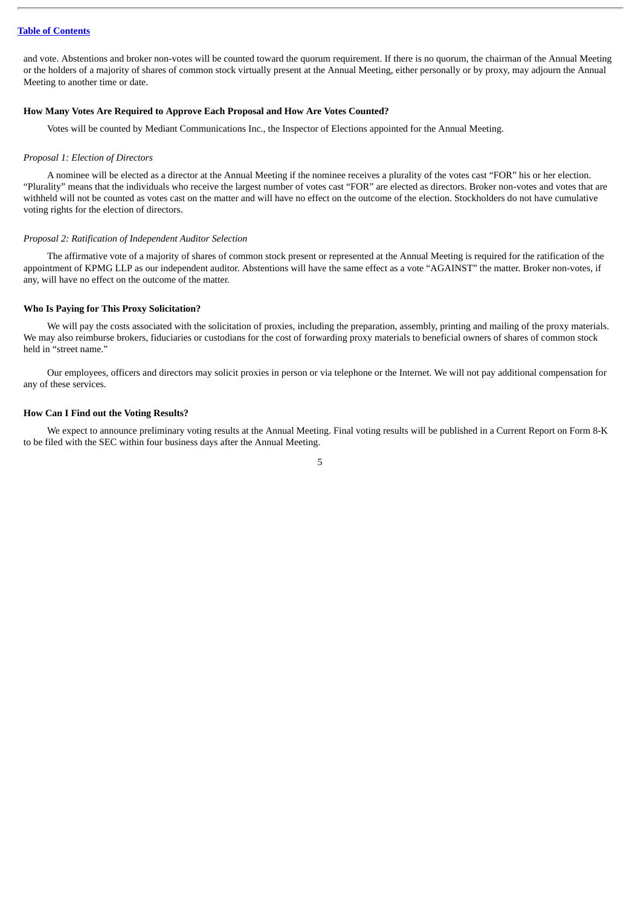and vote. Abstentions and broker non-votes will be counted toward the quorum requirement. If there is no quorum, the chairman of the Annual Meeting or the holders of a majority of shares of common stock virtually present at the Annual Meeting, either personally or by proxy, may adjourn the Annual Meeting to another time or date.

### How Many Votes Are Required to Approve Each Proposal and How Are Votes Counted?

Votes will be counted by Mediant Communications Inc., the Inspector of Elections appointed for the Annual Meeting.

*Proposal 1: Election of Directors*

A nominee will be elected as a director at the Annual Meeting if the nominee receives a plurality of the votes cast "FOR" his or her election. "Plurality" means that the individuals who receive the largest number of votes cast "FOR" are elected as directors. Broker non-votes and votes that are withheld will not be counted as votes cast on the matter and will have no effect on the outcome of the election. Stockholders do not have cumulative voting rights for the election of directors.

*Proposal 2: Ratification of Independent Auditor Selection*

The affirmative vote of a majority of shares of common stock present or represented at the Annual Meeting is required for the ratification of the appointment of KPMG LLP as our independent auditor. Abstentions will have the same effect as a vote "AGAINST" the matter. Broker non-votes, if any, will have no effect on the outcome of the matter.

### Who Is Paying for This Proxy Solicitation?

We will pay the costs associated with the solicitation of proxies, including the preparation, assembly, printing and mailing of the proxy materials. We may also reimburse brokers, fiduciaries or custodians for the cost of forwarding proxy materials to beneficial owners of shares of common stock held in "street name."

Our employees, officers and directors may solicit proxies in person or via telephone or the Internet. We will not pay additional compensation for any of these services.

### How Can I Find out the Voting Results?

We expect to announce preliminary voting results at the Annual Meeting. Final voting results will be published in a Current Report on Form 8-K to be filed with the SEC within four business days after the Annual Meeting.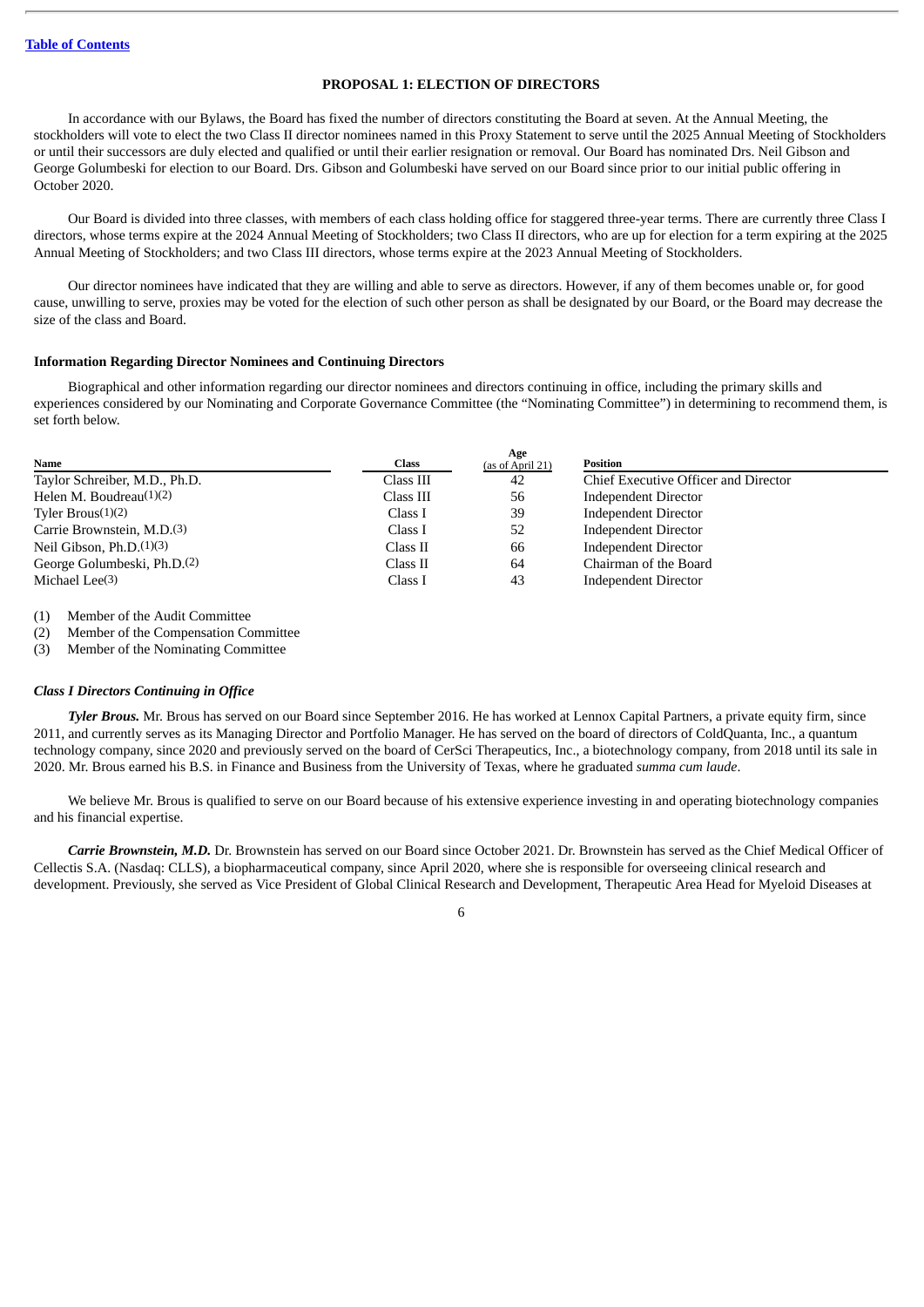[Table of Contents](#)

## PROPOSAL 1: ELECTION OF DIRECTORS

In accordance with our Bylaws, the Board has fixed the number of directors constituting the Board at seven. At the Annual Meeting, the stockholders will vote to elect the two Class II director nominees named in this Proxy Statement to serve until the 2025 Annual Meeting of Stockholders or until their successors are duly elected and qualified or until their earlier resignation or removal. Our Board has nominated Drs. Neil Gibson and George Golumbeski for election to our Board. Drs. Gibson and Golumbeski have served on our Board since prior to our initial public offering in October 2020.

Our Board is divided into three classes, with members of each class holding office for staggered three-year terms. There are currently three Class I directors, whose terms expire at the 2024 Annual Meeting of Stockholders; two Class II directors, who are up for election for a term expiring at the 2025 Annual Meeting of Stockholders; and two Class III directors, whose terms expire at the 2023 Annual Meeting of Stockholders.

Our director nominees have indicated that they are willing and able to serve as directors. However, if any of them becomes unable or, for good cause, unwilling to serve, proxies may be voted for the election of such other person as shall be designated by our Board, or the Board may decrease the size of the class and Board.

### Information Regarding Director Nominees and Continuing Directors

Biographical and other information regarding our director nominees and directors continuing in office, including the primary skills and experiences considered by our Nominating and Corporate Governance Committee (the "Nominating Committee") in determining to recommend them, is set forth below.

| Name | Class | Age (as of April 21) | Position |
|---|---|---|---|
| Taylor Schreiber, M.D., Ph.D. | Class III | 42 | Chief Executive Officer and Director |
| Helen M. Boudreau(1)(2) | Class III | 56 | Independent Director |
| Tyler Brous(1)(2) | Class I | 39 | Independent Director |
| Carrie Brownstein, M.D.(3) | Class I | 52 | Independent Director |
| Neil Gibson, Ph.D.(1)(3) | Class II | 66 | Independent Director |
| George Golumbeski, Ph.D.(2) | Class II | 64 | Chairman of the Board |
| Michael Lee(3) | Class I | 43 | Independent Director |

(1) Member of the Audit Committee
(2) Member of the Compensation Committee
(3) Member of the Nominating Committee

### *Class I Directors Continuing in Office*

***Tyler Brous.*** Mr. Brous has served on our Board since September 2016. He has worked at Lennox Capital Partners, a private equity firm, since 2011, and currently serves as its Managing Director and Portfolio Manager. He has served on the board of directors of ColdQuanta, Inc., a quantum technology company, since 2020 and previously served on the board of CerSci Therapeutics, Inc., a biotechnology company, from 2018 until its sale in 2020. Mr. Brous earned his B.S. in Finance and Business from the University of Texas, where he graduated *summa cum laude*.

We believe Mr. Brous is qualified to serve on our Board because of his extensive experience investing in and operating biotechnology companies and his financial expertise.

***Carrie Brownstein, M.D.*** Dr. Brownstein has served on our Board since October 2021. Dr. Brownstein has served as the Chief Medical Officer of Cellectis S.A. (Nasdaq: CLLS), a biopharmaceutical company, since April 2020, where she is responsible for overseeing clinical research and development. Previously, she served as Vice President of Global Clinical Research and Development, Therapeutic Area Head for Myeloid Diseases at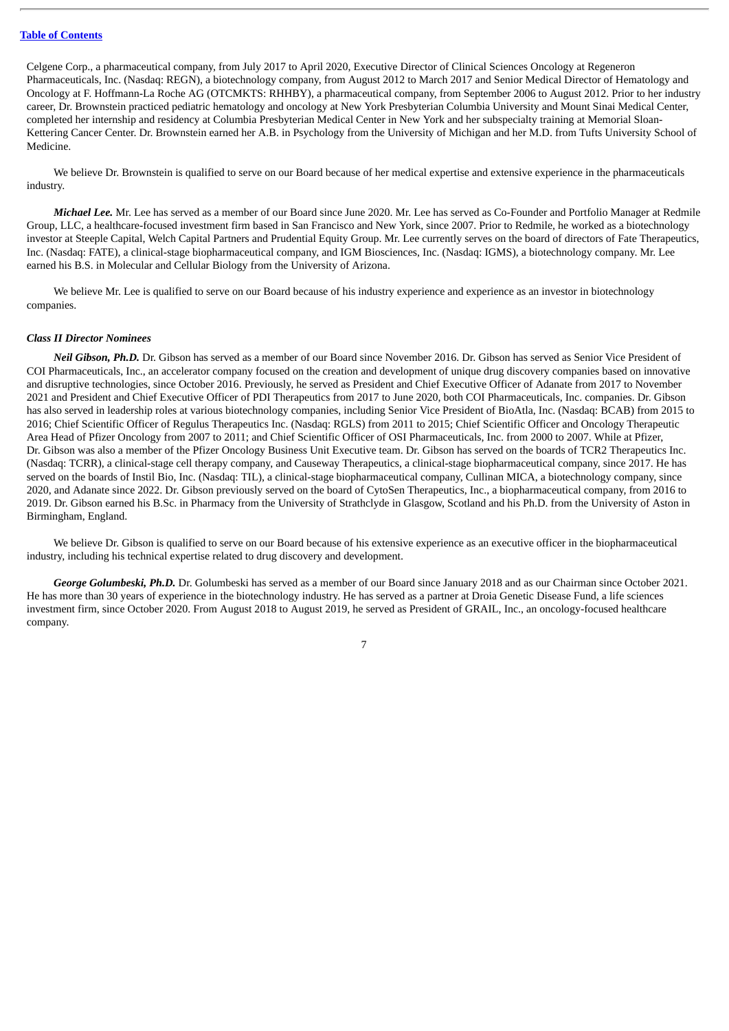Celgene Corp., a pharmaceutical company, from July 2017 to April 2020, Executive Director of Clinical Sciences Oncology at Regeneron Pharmaceuticals, Inc. (Nasdaq: REGN), a biotechnology company, from August 2012 to March 2017 and Senior Medical Director of Hematology and Oncology at F. Hoffmann-La Roche AG (OTCMKTS: RHHBY), a pharmaceutical company, from September 2006 to August 2012. Prior to her industry career, Dr. Brownstein practiced pediatric hematology and oncology at New York Presbyterian Columbia University and Mount Sinai Medical Center, completed her internship and residency at Columbia Presbyterian Medical Center in New York and her subspecialty training at Memorial Sloan-Kettering Cancer Center. Dr. Brownstein earned her A.B. in Psychology from the University of Michigan and her M.D. from Tufts University School of Medicine.

We believe Dr. Brownstein is qualified to serve on our Board because of her medical expertise and extensive experience in the pharmaceuticals industry.

***Michael Lee.*** Mr. Lee has served as a member of our Board since June 2020. Mr. Lee has served as Co-Founder and Portfolio Manager at Redmile Group, LLC, a healthcare-focused investment firm based in San Francisco and New York, since 2007. Prior to Redmile, he worked as a biotechnology investor at Steeple Capital, Welch Capital Partners and Prudential Equity Group. Mr. Lee currently serves on the board of directors of Fate Therapeutics, Inc. (Nasdaq: FATE), a clinical-stage biopharmaceutical company, and IGM Biosciences, Inc. (Nasdaq: IGMS), a biotechnology company. Mr. Lee earned his B.S. in Molecular and Cellular Biology from the University of Arizona.

We believe Mr. Lee is qualified to serve on our Board because of his industry experience and experience as an investor in biotechnology companies.

***Class II Director Nominees***

***Neil Gibson, Ph.D.*** Dr. Gibson has served as a member of our Board since November 2016. Dr. Gibson has served as Senior Vice President of COI Pharmaceuticals, Inc., an accelerator company focused on the creation and development of unique drug discovery companies based on innovative and disruptive technologies, since October 2016. Previously, he served as President and Chief Executive Officer of Adanate from 2017 to November 2021 and President and Chief Executive Officer of PDI Therapeutics from 2017 to June 2020, both COI Pharmaceuticals, Inc. companies. Dr. Gibson has also served in leadership roles at various biotechnology companies, including Senior Vice President of BioAtla, Inc. (Nasdaq: BCAB) from 2015 to 2016; Chief Scientific Officer of Regulus Therapeutics Inc. (Nasdaq: RGLS) from 2011 to 2015; Chief Scientific Officer and Oncology Therapeutic Area Head of Pfizer Oncology from 2007 to 2011; and Chief Scientific Officer of OSI Pharmaceuticals, Inc. from 2000 to 2007. While at Pfizer, Dr. Gibson was also a member of the Pfizer Oncology Business Unit Executive team. Dr. Gibson has served on the boards of TCR2 Therapeutics Inc. (Nasdaq: TCRR), a clinical-stage cell therapy company, and Causeway Therapeutics, a clinical-stage biopharmaceutical company, since 2017. He has served on the boards of Instil Bio, Inc. (Nasdaq: TIL), a clinical-stage biopharmaceutical company, Cullinan MICA, a biotechnology company, since 2020, and Adanate since 2022. Dr. Gibson previously served on the board of CytoSen Therapeutics, Inc., a biopharmaceutical company, from 2016 to 2019. Dr. Gibson earned his B.Sc. in Pharmacy from the University of Strathclyde in Glasgow, Scotland and his Ph.D. from the University of Aston in Birmingham, England.

We believe Dr. Gibson is qualified to serve on our Board because of his extensive experience as an executive officer in the biopharmaceutical industry, including his technical expertise related to drug discovery and development.

***George Golumbeski, Ph.D.*** Dr. Golumbeski has served as a member of our Board since January 2018 and as our Chairman since October 2021. He has more than 30 years of experience in the biotechnology industry. He has served as a partner at Droia Genetic Disease Fund, a life sciences investment firm, since October 2020. From August 2018 to August 2019, he served as President of GRAIL, Inc., an oncology-focused healthcare company.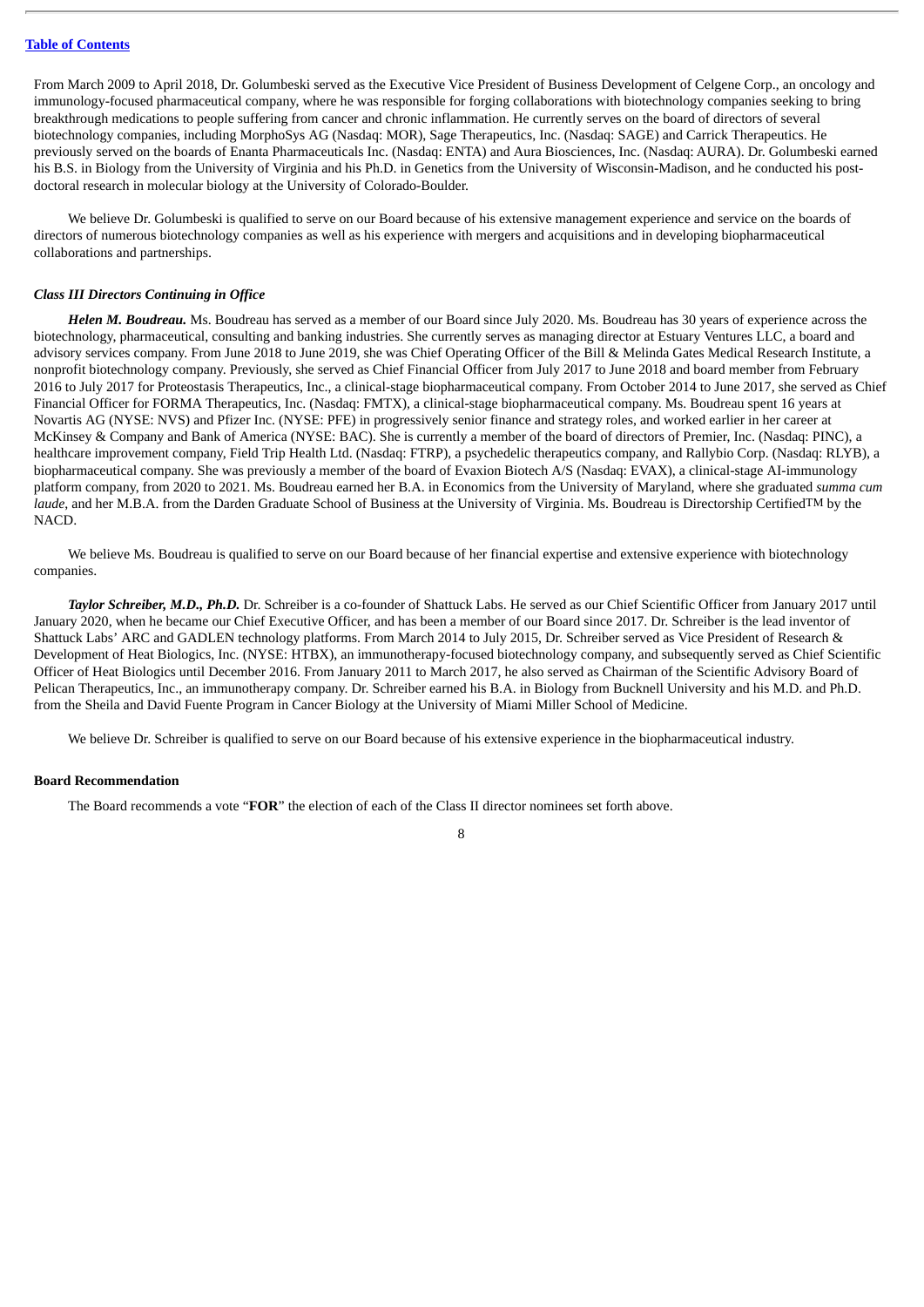From March 2009 to April 2018, Dr. Golumbeski served as the Executive Vice President of Business Development of Celgene Corp., an oncology and immunology-focused pharmaceutical company, where he was responsible for forging collaborations with biotechnology companies seeking to bring breakthrough medications to people suffering from cancer and chronic inflammation. He currently serves on the board of directors of several biotechnology companies, including MorphoSys AG (Nasdaq: MOR), Sage Therapeutics, Inc. (Nasdaq: SAGE) and Carrick Therapeutics. He previously served on the boards of Enanta Pharmaceuticals Inc. (Nasdaq: ENTA) and Aura Biosciences, Inc. (Nasdaq: AURA). Dr. Golumbeski earned his B.S. in Biology from the University of Virginia and his Ph.D. in Genetics from the University of Wisconsin-Madison, and he conducted his post-doctoral research in molecular biology at the University of Colorado-Boulder.

We believe Dr. Golumbeski is qualified to serve on our Board because of his extensive management experience and service on the boards of directors of numerous biotechnology companies as well as his experience with mergers and acquisitions and in developing biopharmaceutical collaborations and partnerships.

### *Class III Directors Continuing in Office*

***Helen M. Boudreau.*** Ms. Boudreau has served as a member of our Board since July 2020. Ms. Boudreau has 30 years of experience across the biotechnology, pharmaceutical, consulting and banking industries. She currently serves as managing director at Estuary Ventures LLC, a board and advisory services company. From June 2018 to June 2019, she was Chief Operating Officer of the Bill & Melinda Gates Medical Research Institute, a nonprofit biotechnology company. Previously, she served as Chief Financial Officer from July 2017 to June 2018 and board member from February 2016 to July 2017 for Proteostasis Therapeutics, Inc., a clinical-stage biopharmaceutical company. From October 2014 to June 2017, she served as Chief Financial Officer for FORMA Therapeutics, Inc. (Nasdaq: FMTX), a clinical-stage biopharmaceutical company. Ms. Boudreau spent 16 years at Novartis AG (NYSE: NVS) and Pfizer Inc. (NYSE: PFE) in progressively senior finance and strategy roles, and worked earlier in her career at McKinsey & Company and Bank of America (NYSE: BAC). She is currently a member of the board of directors of Premier, Inc. (Nasdaq: PINC), a healthcare improvement company, Field Trip Health Ltd. (Nasdaq: FTRP), a psychedelic therapeutics company, and Rallybio Corp. (Nasdaq: RLYB), a biopharmaceutical company. She was previously a member of the board of Evaxion Biotech A/S (Nasdaq: EVAX), a clinical-stage AI-immunology platform company, from 2020 to 2021. Ms. Boudreau earned her B.A. in Economics from the University of Maryland, where she graduated *summa cum laude*, and her M.B.A. from the Darden Graduate School of Business at the University of Virginia. Ms. Boudreau is Directorship Certified™ by the NACD.

We believe Ms. Boudreau is qualified to serve on our Board because of her financial expertise and extensive experience with biotechnology companies.

***Taylor Schreiber, M.D., Ph.D.*** Dr. Schreiber is a co-founder of Shattuck Labs. He served as our Chief Scientific Officer from January 2017 until January 2020, when he became our Chief Executive Officer, and has been a member of our Board since 2017. Dr. Schreiber is the lead inventor of Shattuck Labs' ARC and GADLEN technology platforms. From March 2014 to July 2015, Dr. Schreiber served as Vice President of Research & Development of Heat Biologics, Inc. (NYSE: HTBX), an immunotherapy-focused biotechnology company, and subsequently served as Chief Scientific Officer of Heat Biologics until December 2016. From January 2011 to March 2017, he also served as Chairman of the Scientific Advisory Board of Pelican Therapeutics, Inc., an immunotherapy company. Dr. Schreiber earned his B.A. in Biology from Bucknell University and his M.D. and Ph.D. from the Sheila and David Fuente Program in Cancer Biology at the University of Miami Miller School of Medicine.

We believe Dr. Schreiber is qualified to serve on our Board because of his extensive experience in the biopharmaceutical industry.

### Board Recommendation

The Board recommends a vote "**FOR**" the election of each of the Class II director nominees set forth above.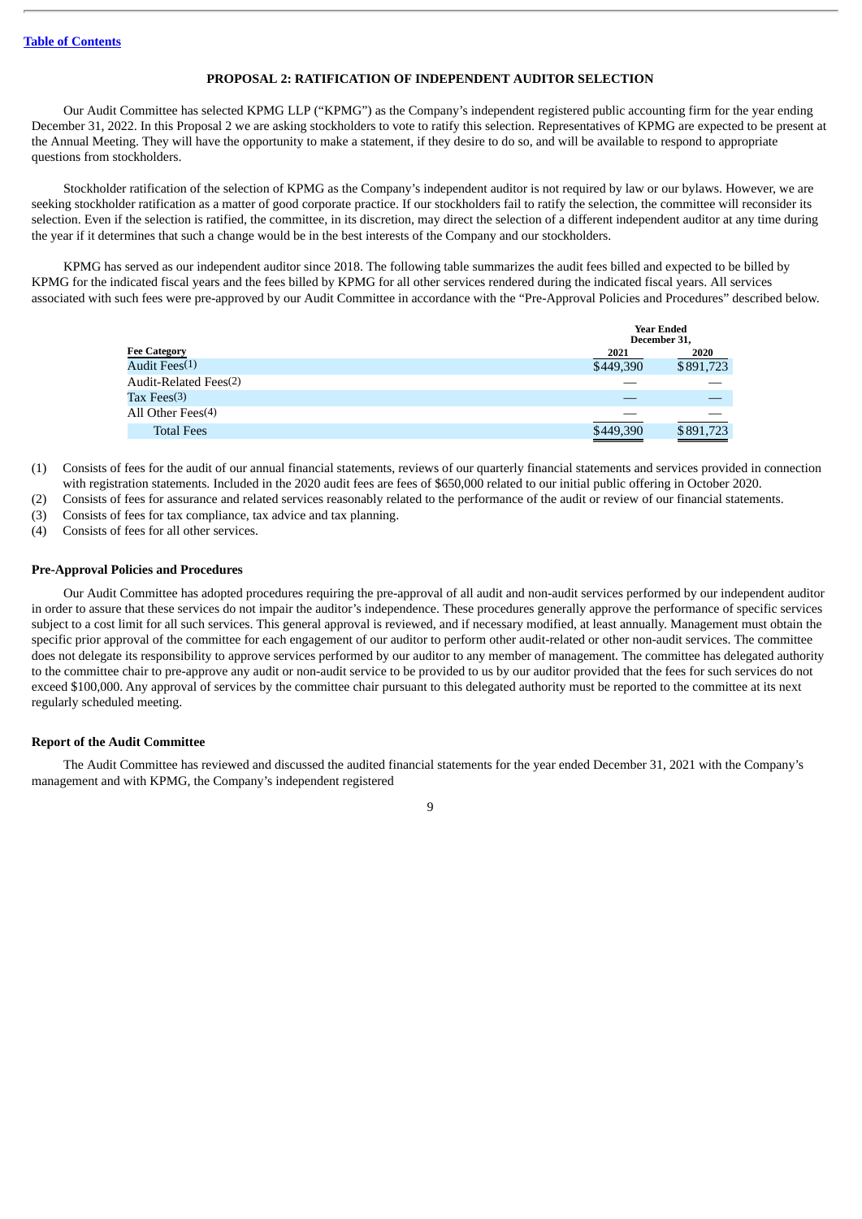[Table of Contents](#)

## PROPOSAL 2: RATIFICATION OF INDEPENDENT AUDITOR SELECTION

Our Audit Committee has selected KPMG LLP ("KPMG") as the Company's independent registered public accounting firm for the year ending December 31, 2022. In this Proposal 2 we are asking stockholders to vote to ratify this selection. Representatives of KPMG are expected to be present at the Annual Meeting. They will have the opportunity to make a statement, if they desire to do so, and will be available to respond to appropriate questions from stockholders.

Stockholder ratification of the selection of KPMG as the Company's independent auditor is not required by law or our bylaws. However, we are seeking stockholder ratification as a matter of good corporate practice. If our stockholders fail to ratify the selection, the committee will reconsider its selection. Even if the selection is ratified, the committee, in its discretion, may direct the selection of a different independent auditor at any time during the year if it determines that such a change would be in the best interests of the Company and our stockholders.

KPMG has served as our independent auditor since 2018. The following table summarizes the audit fees billed and expected to be billed by KPMG for the indicated fiscal years and the fees billed by KPMG for all other services rendered during the indicated fiscal years. All services associated with such fees were pre-approved by our Audit Committee in accordance with the "Pre-Approval Policies and Procedures" described below.

| | Year Ended December 31, | |
|---|---|---|
| **Fee Category** | **2021** | **2020** |
| Audit Fees(1) | $449,390 | $891,723 |
| Audit-Related Fees(2) | — | — |
| Tax Fees(3) | — | — |
| All Other Fees(4) | — | — |
| Total Fees | $449,390 | $891,723 |

(1) Consists of fees for the audit of our annual financial statements, reviews of our quarterly financial statements and services provided in connection with registration statements. Included in the 2020 audit fees are fees of $650,000 related to our initial public offering in October 2020.

(2) Consists of fees for assurance and related services reasonably related to the performance of the audit or review of our financial statements.

(3) Consists of fees for tax compliance, tax advice and tax planning.

(4) Consists of fees for all other services.

### Pre-Approval Policies and Procedures

Our Audit Committee has adopted procedures requiring the pre-approval of all audit and non-audit services performed by our independent auditor in order to assure that these services do not impair the auditor's independence. These procedures generally approve the performance of specific services subject to a cost limit for all such services. This general approval is reviewed, and if necessary modified, at least annually. Management must obtain the specific prior approval of the committee for each engagement of our auditor to perform other audit-related or other non-audit services. The committee does not delegate its responsibility to approve services performed by our auditor to any member of management. The committee has delegated authority to the committee chair to pre-approve any audit or non-audit service to be provided to us by our auditor provided that the fees for such services do not exceed $100,000. Any approval of services by the committee chair pursuant to this delegated authority must be reported to the committee at its next regularly scheduled meeting.

### Report of the Audit Committee

The Audit Committee has reviewed and discussed the audited financial statements for the year ended December 31, 2021 with the Company's management and with KPMG, the Company's independent registered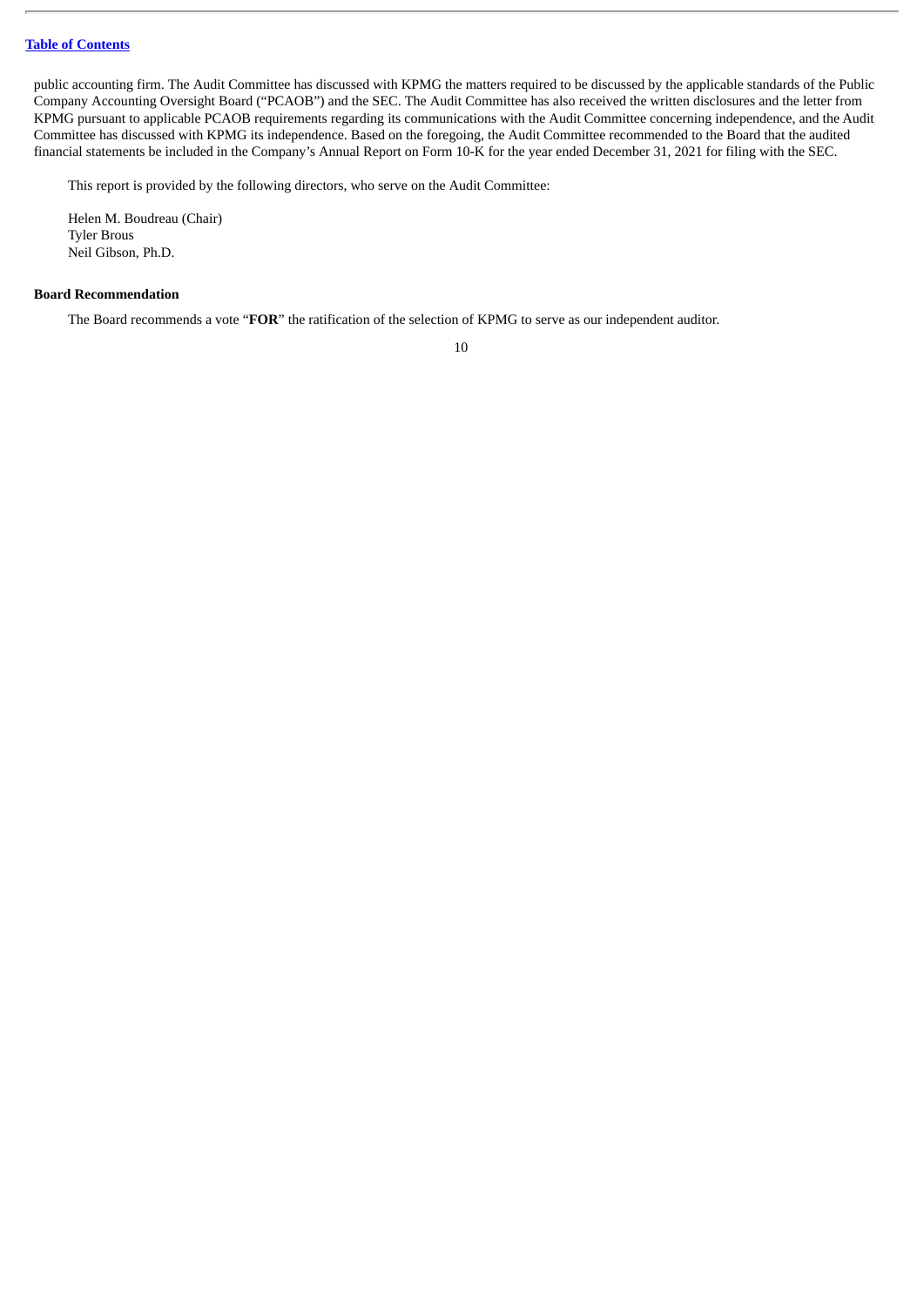public accounting firm. The Audit Committee has discussed with KPMG the matters required to be discussed by the applicable standards of the Public Company Accounting Oversight Board ("PCAOB") and the SEC. The Audit Committee has also received the written disclosures and the letter from KPMG pursuant to applicable PCAOB requirements regarding its communications with the Audit Committee concerning independence, and the Audit Committee has discussed with KPMG its independence. Based on the foregoing, the Audit Committee recommended to the Board that the audited financial statements be included in the Company's Annual Report on Form 10-K for the year ended December 31, 2021 for filing with the SEC.

This report is provided by the following directors, who serve on the Audit Committee:

Helen M. Boudreau (Chair)
Tyler Brous
Neil Gibson, Ph.D.

**Board Recommendation**

The Board recommends a vote "**FOR**" the ratification of the selection of KPMG to serve as our independent auditor.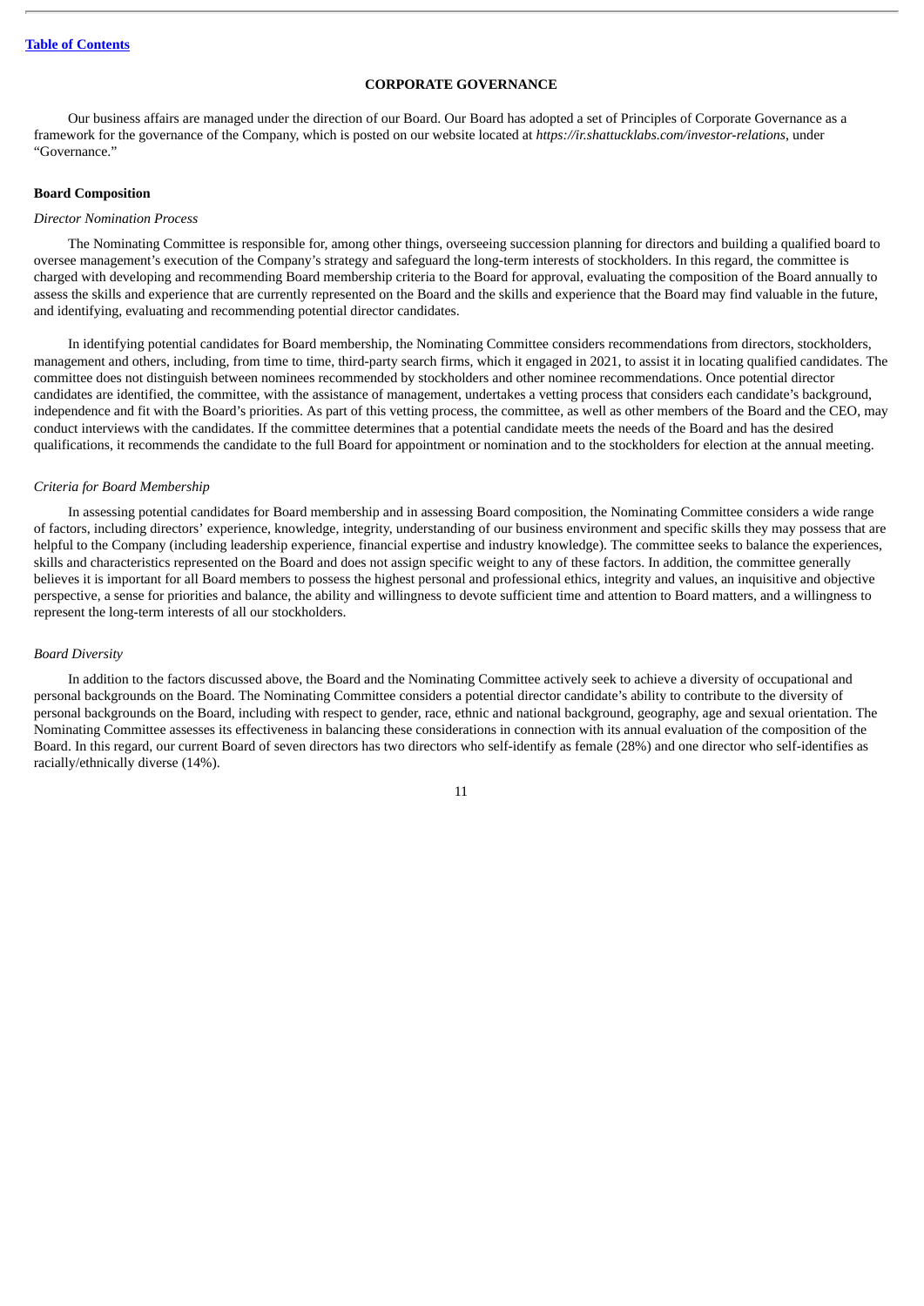[Table of Contents](#)

# CORPORATE GOVERNANCE

Our business affairs are managed under the direction of our Board. Our Board has adopted a set of Principles of Corporate Governance as a framework for the governance of the Company, which is posted on our website located at *https://ir.shattucklabs.com/investor-relations*, under "Governance."

## Board Composition

### *Director Nomination Process*

The Nominating Committee is responsible for, among other things, overseeing succession planning for directors and building a qualified board to oversee management's execution of the Company's strategy and safeguard the long-term interests of stockholders. In this regard, the committee is charged with developing and recommending Board membership criteria to the Board for approval, evaluating the composition of the Board annually to assess the skills and experience that are currently represented on the Board and the skills and experience that the Board may find valuable in the future, and identifying, evaluating and recommending potential director candidates.

In identifying potential candidates for Board membership, the Nominating Committee considers recommendations from directors, stockholders, management and others, including, from time to time, third-party search firms, which it engaged in 2021, to assist it in locating qualified candidates. The committee does not distinguish between nominees recommended by stockholders and other nominee recommendations. Once potential director candidates are identified, the committee, with the assistance of management, undertakes a vetting process that considers each candidate's background, independence and fit with the Board's priorities. As part of this vetting process, the committee, as well as other members of the Board and the CEO, may conduct interviews with the candidates. If the committee determines that a potential candidate meets the needs of the Board and has the desired qualifications, it recommends the candidate to the full Board for appointment or nomination and to the stockholders for election at the annual meeting.

### *Criteria for Board Membership*

In assessing potential candidates for Board membership and in assessing Board composition, the Nominating Committee considers a wide range of factors, including directors' experience, knowledge, integrity, understanding of our business environment and specific skills they may possess that are helpful to the Company (including leadership experience, financial expertise and industry knowledge). The committee seeks to balance the experiences, skills and characteristics represented on the Board and does not assign specific weight to any of these factors. In addition, the committee generally believes it is important for all Board members to possess the highest personal and professional ethics, integrity and values, an inquisitive and objective perspective, a sense for priorities and balance, the ability and willingness to devote sufficient time and attention to Board matters, and a willingness to represent the long-term interests of all our stockholders.

### *Board Diversity*

In addition to the factors discussed above, the Board and the Nominating Committee actively seek to achieve a diversity of occupational and personal backgrounds on the Board. The Nominating Committee considers a potential director candidate's ability to contribute to the diversity of personal backgrounds on the Board, including with respect to gender, race, ethnic and national background, geography, age and sexual orientation. The Nominating Committee assesses its effectiveness in balancing these considerations in connection with its annual evaluation of the composition of the Board. In this regard, our current Board of seven directors has two directors who self-identify as female (28%) and one director who self-identifies as racially/ethnically diverse (14%).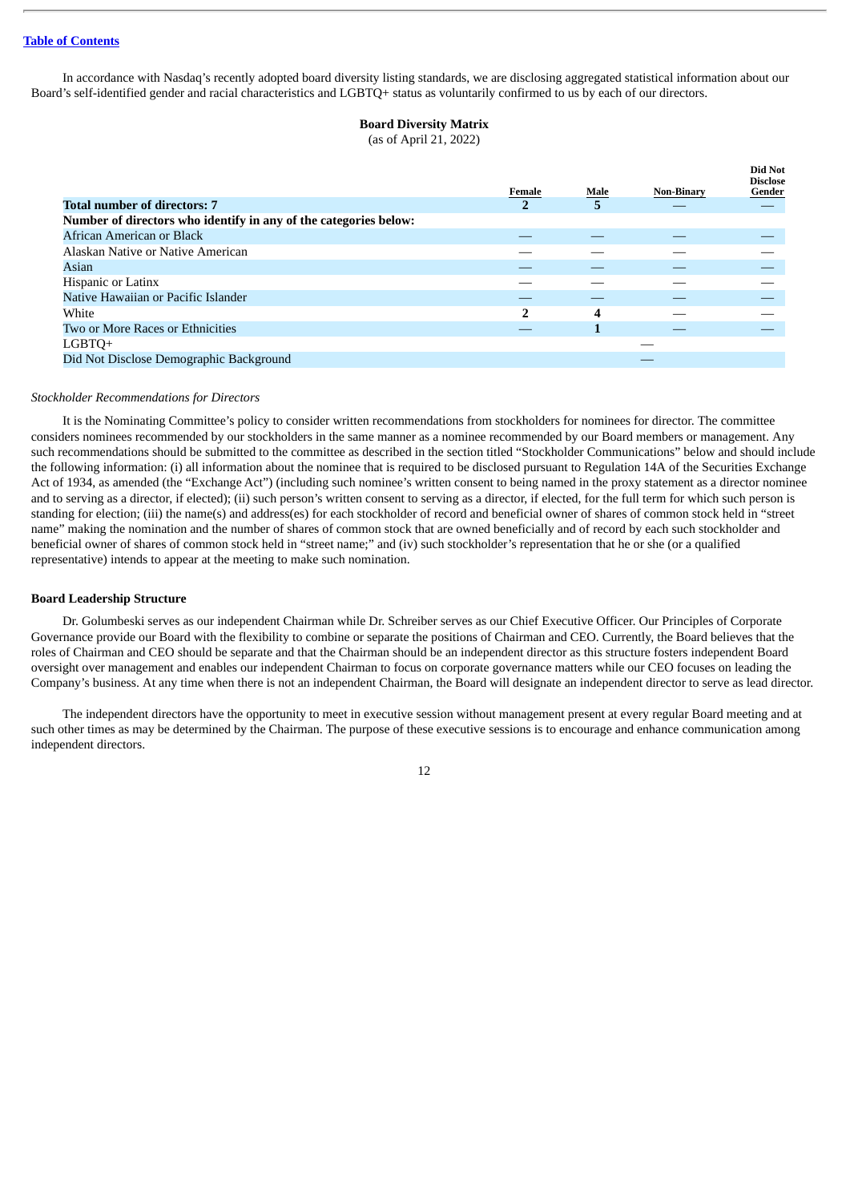[Table of Contents](#)

In accordance with Nasdaq's recently adopted board diversity listing standards, we are disclosing aggregated statistical information about our Board's self-identified gender and racial characteristics and LGBTQ+ status as voluntarily confirmed to us by each of our directors.

**Board Diversity Matrix**
(as of April 21, 2022)

| | Female | Male | Non-Binary | Did Not Disclose Gender |
|---|---|---|---|---|
| **Total number of directors: 7** | **2** | **5** | — | — |
| **Number of directors who identify in any of the categories below:** | | | | |
| African American or Black | — | — | — | — |
| Alaskan Native or Native American | — | — | — | — |
| Asian | — | — | — | — |
| Hispanic or Latinx | — | — | — | — |
| Native Hawaiian or Pacific Islander | — | — | — | — |
| White | **2** | **4** | — | — |
| Two or More Races or Ethnicities | — | **1** | — | — |
| LGBTQ+ | | — | | |
| Did Not Disclose Demographic Background | | — | | |

*Stockholder Recommendations for Directors*

It is the Nominating Committee's policy to consider written recommendations from stockholders for nominees for director. The committee considers nominees recommended by our stockholders in the same manner as a nominee recommended by our Board members or management. Any such recommendations should be submitted to the committee as described in the section titled "Stockholder Communications" below and should include the following information: (i) all information about the nominee that is required to be disclosed pursuant to Regulation 14A of the Securities Exchange Act of 1934, as amended (the "Exchange Act") (including such nominee's written consent to being named in the proxy statement as a director nominee and to serving as a director, if elected); (ii) such person's written consent to serving as a director, if elected, for the full term for which such person is standing for election; (iii) the name(s) and address(es) for each stockholder of record and beneficial owner of shares of common stock held in "street name" making the nomination and the number of shares of common stock that are owned beneficially and of record by each such stockholder and beneficial owner of shares of common stock held in "street name;" and (iv) such stockholder's representation that he or she (or a qualified representative) intends to appear at the meeting to make such nomination.

**Board Leadership Structure**

Dr. Golumbeski serves as our independent Chairman while Dr. Schreiber serves as our Chief Executive Officer. Our Principles of Corporate Governance provide our Board with the flexibility to combine or separate the positions of Chairman and CEO. Currently, the Board believes that the roles of Chairman and CEO should be separate and that the Chairman should be an independent director as this structure fosters independent Board oversight over management and enables our independent Chairman to focus on corporate governance matters while our CEO focuses on leading the Company's business. At any time when there is not an independent Chairman, the Board will designate an independent director to serve as lead director.

The independent directors have the opportunity to meet in executive session without management present at every regular Board meeting and at such other times as may be determined by the Chairman. The purpose of these executive sessions is to encourage and enhance communication among independent directors.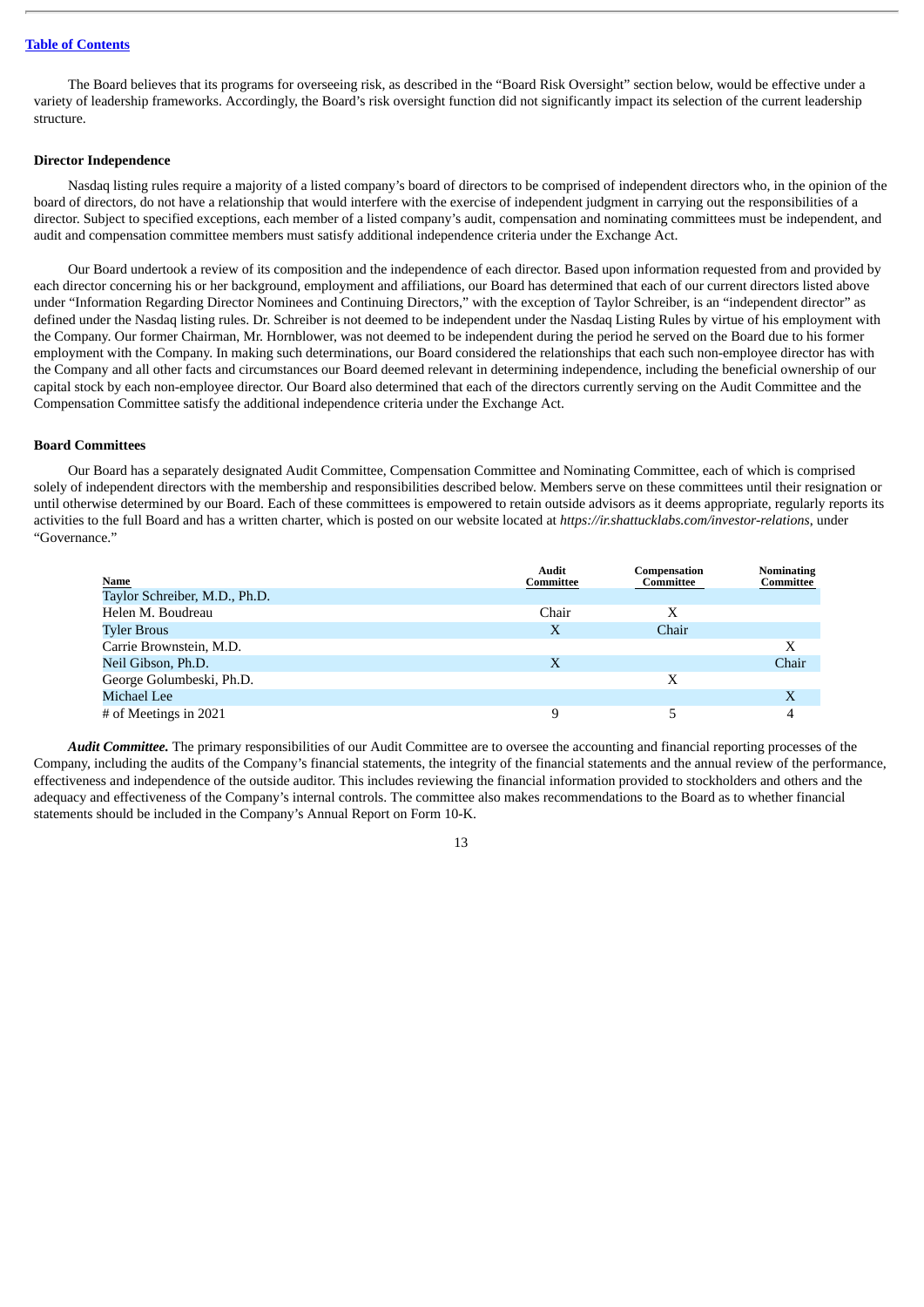The Board believes that its programs for overseeing risk, as described in the "Board Risk Oversight" section below, would be effective under a variety of leadership frameworks. Accordingly, the Board's risk oversight function did not significantly impact its selection of the current leadership structure.

**Director Independence**

Nasdaq listing rules require a majority of a listed company's board of directors to be comprised of independent directors who, in the opinion of the board of directors, do not have a relationship that would interfere with the exercise of independent judgment in carrying out the responsibilities of a director. Subject to specified exceptions, each member of a listed company's audit, compensation and nominating committees must be independent, and audit and compensation committee members must satisfy additional independence criteria under the Exchange Act.

Our Board undertook a review of its composition and the independence of each director. Based upon information requested from and provided by each director concerning his or her background, employment and affiliations, our Board has determined that each of our current directors listed above under "Information Regarding Director Nominees and Continuing Directors," with the exception of Taylor Schreiber, is an "independent director" as defined under the Nasdaq listing rules. Dr. Schreiber is not deemed to be independent under the Nasdaq Listing Rules by virtue of his employment with the Company. Our former Chairman, Mr. Hornblower, was not deemed to be independent during the period he served on the Board due to his former employment with the Company. In making such determinations, our Board considered the relationships that each such non-employee director has with the Company and all other facts and circumstances our Board deemed relevant in determining independence, including the beneficial ownership of our capital stock by each non-employee director. Our Board also determined that each of the directors currently serving on the Audit Committee and the Compensation Committee satisfy the additional independence criteria under the Exchange Act.

**Board Committees**

Our Board has a separately designated Audit Committee, Compensation Committee and Nominating Committee, each of which is comprised solely of independent directors with the membership and responsibilities described below. Members serve on these committees until their resignation or until otherwise determined by our Board. Each of these committees is empowered to retain outside advisors as it deems appropriate, regularly reports its activities to the full Board and has a written charter, which is posted on our website located at *https://ir.shattucklabs.com/investor-relations*, under "Governance."

| Name | Audit Committee | Compensation Committee | Nominating Committee |
|---|---|---|---|
| Taylor Schreiber, M.D., Ph.D. | | | |
| Helen M. Boudreau | Chair | X | |
| Tyler Brous | X | Chair | |
| Carrie Brownstein, M.D. | | | X |
| Neil Gibson, Ph.D. | X | | Chair |
| George Golumbeski, Ph.D. | | X | |
| Michael Lee | | | X |
| # of Meetings in 2021 | 9 | 5 | 4 |

***Audit Committee.*** The primary responsibilities of our Audit Committee are to oversee the accounting and financial reporting processes of the Company, including the audits of the Company's financial statements, the integrity of the financial statements and the annual review of the performance, effectiveness and independence of the outside auditor. This includes reviewing the financial information provided to stockholders and others and the adequacy and effectiveness of the Company's internal controls. The committee also makes recommendations to the Board as to whether financial statements should be included in the Company's Annual Report on Form 10-K.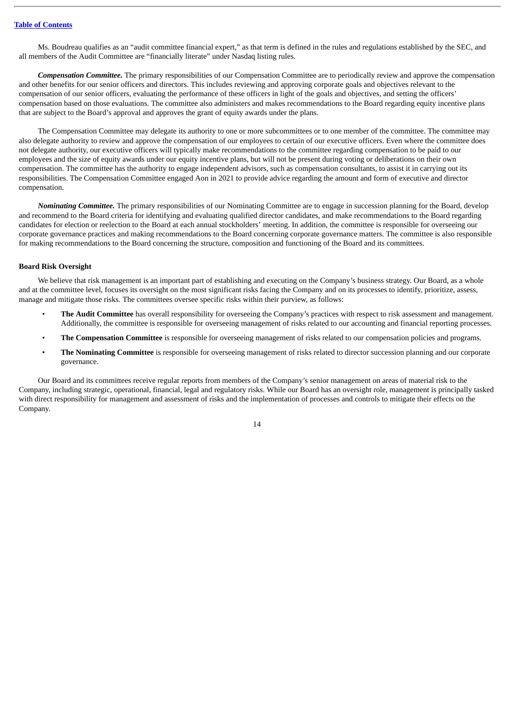Ms. Boudreau qualifies as an "audit committee financial expert," as that term is defined in the rules and regulations established by the SEC, and all members of the Audit Committee are "financially literate" under Nasdaq listing rules.

***Compensation Committee.*** The primary responsibilities of our Compensation Committee are to periodically review and approve the compensation and other benefits for our senior officers and directors. This includes reviewing and approving corporate goals and objectives relevant to the compensation of our senior officers, evaluating the performance of these officers in light of the goals and objectives, and setting the officers' compensation based on those evaluations. The committee also administers and makes recommendations to the Board regarding equity incentive plans that are subject to the Board's approval and approves the grant of equity awards under the plans.

The Compensation Committee may delegate its authority to one or more subcommittees or to one member of the committee. The committee may also delegate authority to review and approve the compensation of our employees to certain of our executive officers. Even where the committee does not delegate authority, our executive officers will typically make recommendations to the committee regarding compensation to be paid to our employees and the size of equity awards under our equity incentive plans, but will not be present during voting or deliberations on their own compensation. The committee has the authority to engage independent advisors, such as compensation consultants, to assist it in carrying out its responsibilities. The Compensation Committee engaged Aon in 2021 to provide advice regarding the amount and form of executive and director compensation.

***Nominating Committee.*** The primary responsibilities of our Nominating Committee are to engage in succession planning for the Board, develop and recommend to the Board criteria for identifying and evaluating qualified director candidates, and make recommendations to the Board regarding candidates for election or reelection to the Board at each annual stockholders' meeting. In addition, the committee is responsible for overseeing our corporate governance practices and making recommendations to the Board concerning corporate governance matters. The committee is also responsible for making recommendations to the Board concerning the structure, composition and functioning of the Board and its committees.

**Board Risk Oversight**

We believe that risk management is an important part of establishing and executing on the Company's business strategy. Our Board, as a whole and at the committee level, focuses its oversight on the most significant risks facing the Company and on its processes to identify, prioritize, assess, manage and mitigate those risks. The committees oversee specific risks within their purview, as follows:

- **The Audit Committee** has overall responsibility for overseeing the Company's practices with respect to risk assessment and management. Additionally, the committee is responsible for overseeing management of risks related to our accounting and financial reporting processes.
- **The Compensation Committee** is responsible for overseeing management of risks related to our compensation policies and programs.
- **The Nominating Committee** is responsible for overseeing management of risks related to director succession planning and our corporate governance.

Our Board and its committees receive regular reports from members of the Company's senior management on areas of material risk to the Company, including strategic, operational, financial, legal and regulatory risks. While our Board has an oversight role, management is principally tasked with direct responsibility for management and assessment of risks and the implementation of processes and controls to mitigate their effects on the Company.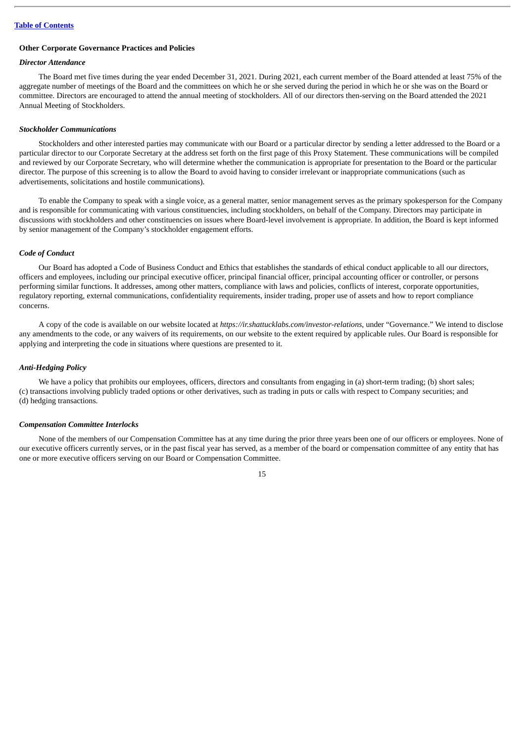### Other Corporate Governance Practices and Policies

#### *Director Attendance*

The Board met five times during the year ended December 31, 2021. During 2021, each current member of the Board attended at least 75% of the aggregate number of meetings of the Board and the committees on which he or she served during the period in which he or she was on the Board or committee. Directors are encouraged to attend the annual meeting of stockholders. All of our directors then-serving on the Board attended the 2021 Annual Meeting of Stockholders.

#### *Stockholder Communications*

Stockholders and other interested parties may communicate with our Board or a particular director by sending a letter addressed to the Board or a particular director to our Corporate Secretary at the address set forth on the first page of this Proxy Statement. These communications will be compiled and reviewed by our Corporate Secretary, who will determine whether the communication is appropriate for presentation to the Board or the particular director. The purpose of this screening is to allow the Board to avoid having to consider irrelevant or inappropriate communications (such as advertisements, solicitations and hostile communications).

To enable the Company to speak with a single voice, as a general matter, senior management serves as the primary spokesperson for the Company and is responsible for communicating with various constituencies, including stockholders, on behalf of the Company. Directors may participate in discussions with stockholders and other constituencies on issues where Board-level involvement is appropriate. In addition, the Board is kept informed by senior management of the Company's stockholder engagement efforts.

#### *Code of Conduct*

Our Board has adopted a Code of Business Conduct and Ethics that establishes the standards of ethical conduct applicable to all our directors, officers and employees, including our principal executive officer, principal financial officer, principal accounting officer or controller, or persons performing similar functions. It addresses, among other matters, compliance with laws and policies, conflicts of interest, corporate opportunities, regulatory reporting, external communications, confidentiality requirements, insider trading, proper use of assets and how to report compliance concerns.

A copy of the code is available on our website located at *https://ir.shattucklabs.com/investor-relations*, under "Governance." We intend to disclose any amendments to the code, or any waivers of its requirements, on our website to the extent required by applicable rules. Our Board is responsible for applying and interpreting the code in situations where questions are presented to it.

#### *Anti-Hedging Policy*

We have a policy that prohibits our employees, officers, directors and consultants from engaging in (a) short-term trading; (b) short sales; (c) transactions involving publicly traded options or other derivatives, such as trading in puts or calls with respect to Company securities; and (d) hedging transactions.

#### *Compensation Committee Interlocks*

None of the members of our Compensation Committee has at any time during the prior three years been one of our officers or employees. None of our executive officers currently serves, or in the past fiscal year has served, as a member of the board or compensation committee of any entity that has one or more executive officers serving on our Board or Compensation Committee.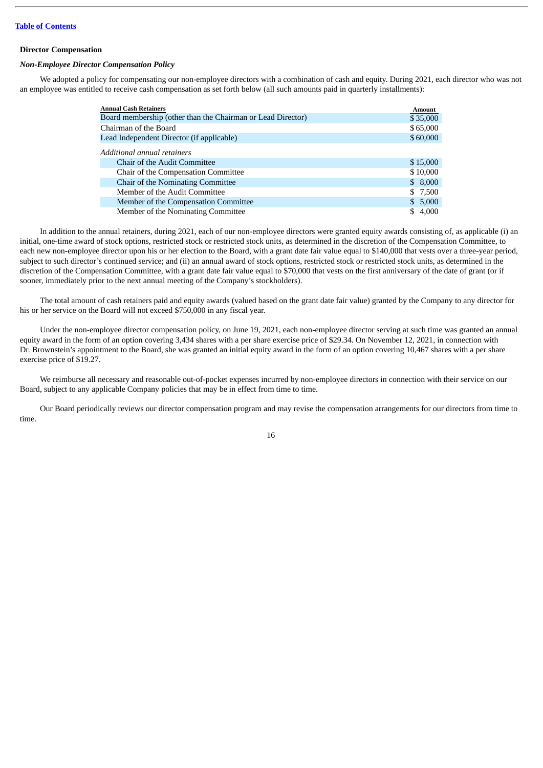[Table of Contents](#)

### Director Compensation

#### *Non-Employee Director Compensation Policy*

We adopted a policy for compensating our non-employee directors with a combination of cash and equity. During 2021, each director who was not an employee was entitled to receive cash compensation as set forth below (all such amounts paid in quarterly installments):

| Annual Cash Retainers | Amount |
| --- | --- |
| Board membership (other than the Chairman or Lead Director) | $ 35,000 |
| Chairman of the Board | $ 65,000 |
| Lead Independent Director (if applicable) | $ 60,000 |
| *Additional annual retainers* | |
| Chair of the Audit Committee | $ 15,000 |
| Chair of the Compensation Committee | $ 10,000 |
| Chair of the Nominating Committee | $ 8,000 |
| Member of the Audit Committee | $ 7,500 |
| Member of the Compensation Committee | $ 5,000 |
| Member of the Nominating Committee | $ 4,000 |

In addition to the annual retainers, during 2021, each of our non-employee directors were granted equity awards consisting of, as applicable (i) an initial, one-time award of stock options, restricted stock or restricted stock units, as determined in the discretion of the Compensation Committee, to each new non-employee director upon his or her election to the Board, with a grant date fair value equal to $140,000 that vests over a three-year period, subject to such director's continued service; and (ii) an annual award of stock options, restricted stock or restricted stock units, as determined in the discretion of the Compensation Committee, with a grant date fair value equal to $70,000 that vests on the first anniversary of the date of grant (or if sooner, immediately prior to the next annual meeting of the Company's stockholders).

The total amount of cash retainers paid and equity awards (valued based on the grant date fair value) granted by the Company to any director for his or her service on the Board will not exceed $750,000 in any fiscal year.

Under the non-employee director compensation policy, on June 19, 2021, each non-employee director serving at such time was granted an annual equity award in the form of an option covering 3,434 shares with a per share exercise price of $29.34. On November 12, 2021, in connection with Dr. Brownstein's appointment to the Board, she was granted an initial equity award in the form of an option covering 10,467 shares with a per share exercise price of $19.27.

We reimburse all necessary and reasonable out-of-pocket expenses incurred by non-employee directors in connection with their service on our Board, subject to any applicable Company policies that may be in effect from time to time.

Our Board periodically reviews our director compensation program and may revise the compensation arrangements for our directors from time to time.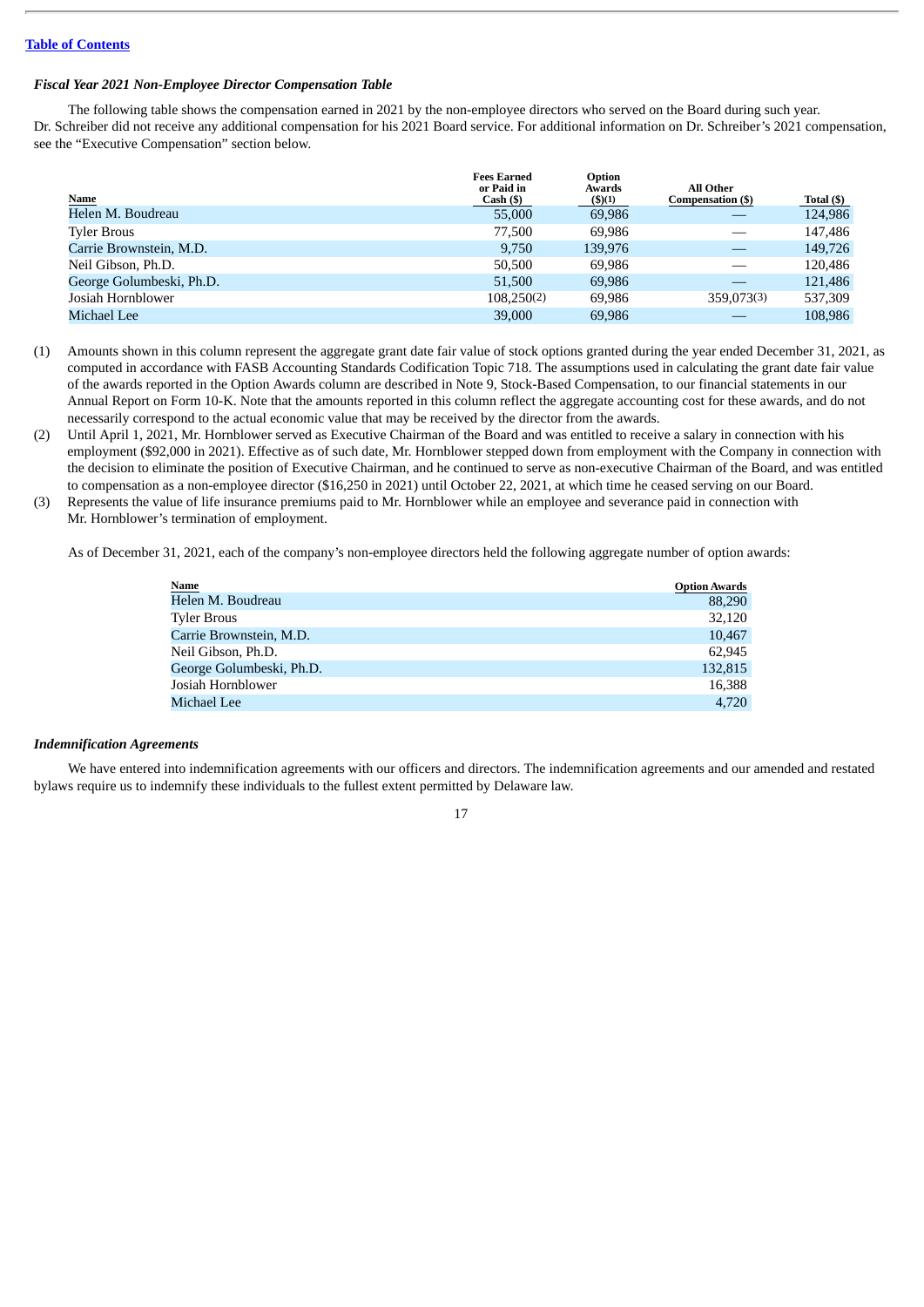[Table of Contents](#)

### *Fiscal Year 2021 Non-Employee Director Compensation Table*

The following table shows the compensation earned in 2021 by the non-employee directors who served on the Board during such year. Dr. Schreiber did not receive any additional compensation for his 2021 Board service. For additional information on Dr. Schreiber's 2021 compensation, see the "Executive Compensation" section below.

| Name | Fees Earned or Paid in Cash ($) | Option Awards ($)(1) | All Other Compensation ($) | Total ($) |
|---|---|---|---|---|
| Helen M. Boudreau | 55,000 | 69,986 | — | 124,986 |
| Tyler Brous | 77,500 | 69,986 | — | 147,486 |
| Carrie Brownstein, M.D. | 9,750 | 139,976 | — | 149,726 |
| Neil Gibson, Ph.D. | 50,500 | 69,986 | — | 120,486 |
| George Golumbeski, Ph.D. | 51,500 | 69,986 | — | 121,486 |
| Josiah Hornblower | 108,250(2) | 69,986 | 359,073(3) | 537,309 |
| Michael Lee | 39,000 | 69,986 | — | 108,986 |

(1) Amounts shown in this column represent the aggregate grant date fair value of stock options granted during the year ended December 31, 2021, as computed in accordance with FASB Accounting Standards Codification Topic 718. The assumptions used in calculating the grant date fair value of the awards reported in the Option Awards column are described in Note 9, Stock-Based Compensation, to our financial statements in our Annual Report on Form 10-K. Note that the amounts reported in this column reflect the aggregate accounting cost for these awards, and do not necessarily correspond to the actual economic value that may be received by the director from the awards.

(2) Until April 1, 2021, Mr. Hornblower served as Executive Chairman of the Board and was entitled to receive a salary in connection with his employment ($92,000 in 2021). Effective as of such date, Mr. Hornblower stepped down from employment with the Company in connection with the decision to eliminate the position of Executive Chairman, and he continued to serve as non-executive Chairman of the Board, and was entitled to compensation as a non-employee director ($16,250 in 2021) until October 22, 2021, at which time he ceased serving on our Board.

(3) Represents the value of life insurance premiums paid to Mr. Hornblower while an employee and severance paid in connection with Mr. Hornblower's termination of employment.

As of December 31, 2021, each of the company's non-employee directors held the following aggregate number of option awards:

| Name | Option Awards |
|---|---|
| Helen M. Boudreau | 88,290 |
| Tyler Brous | 32,120 |
| Carrie Brownstein, M.D. | 10,467 |
| Neil Gibson, Ph.D. | 62,945 |
| George Golumbeski, Ph.D. | 132,815 |
| Josiah Hornblower | 16,388 |
| Michael Lee | 4,720 |

### *Indemnification Agreements*

We have entered into indemnification agreements with our officers and directors. The indemnification agreements and our amended and restated bylaws require us to indemnify these individuals to the fullest extent permitted by Delaware law.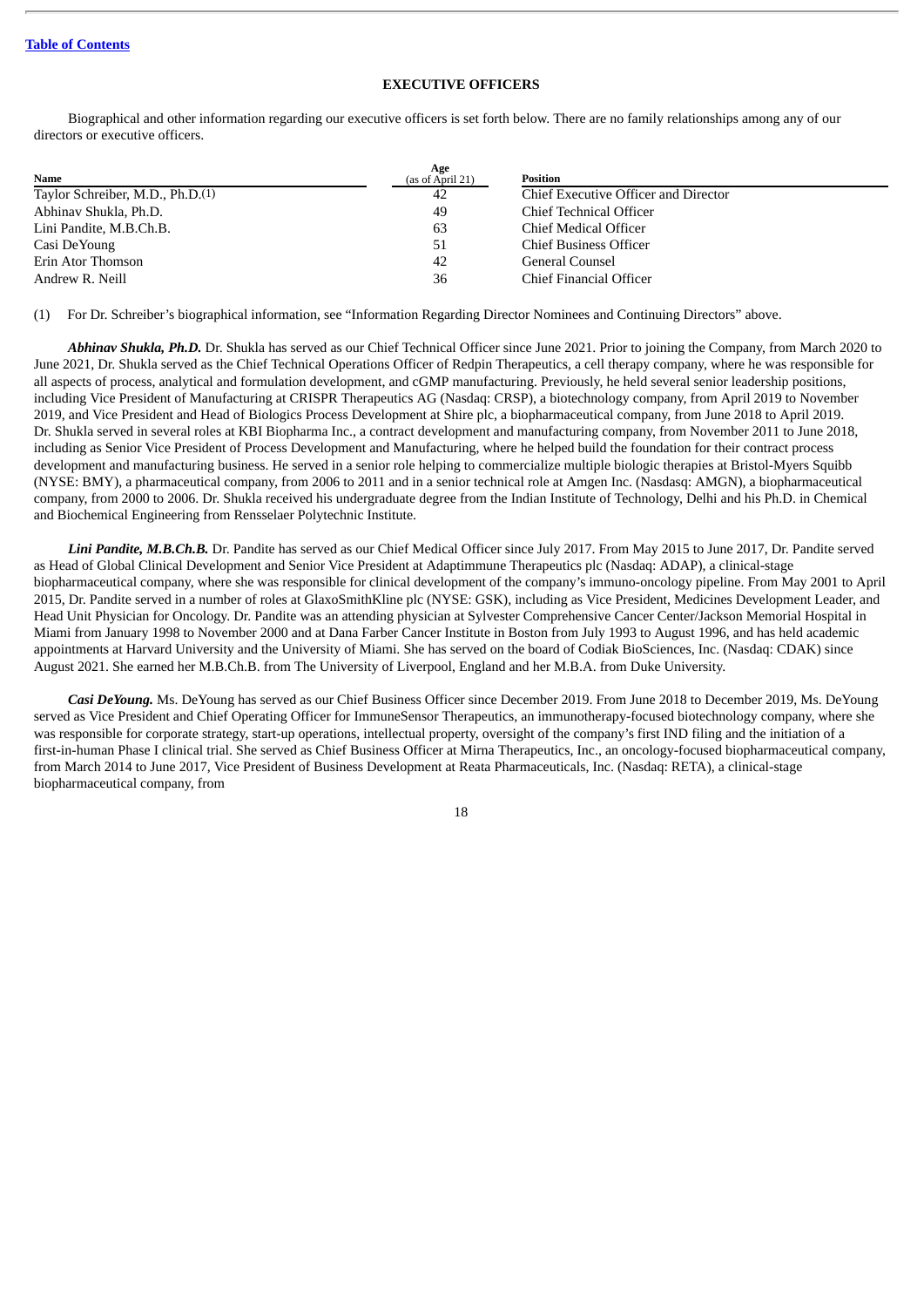[Table of Contents](#)

## EXECUTIVE OFFICERS

Biographical and other information regarding our executive officers is set forth below. There are no family relationships among any of our directors or executive officers.

| Name | Age (as of April 21) | Position |
|---|---|---|
| Taylor Schreiber, M.D., Ph.D.(1) | 42 | Chief Executive Officer and Director |
| Abhinav Shukla, Ph.D. | 49 | Chief Technical Officer |
| Lini Pandite, M.B.Ch.B. | 63 | Chief Medical Officer |
| Casi DeYoung | 51 | Chief Business Officer |
| Erin Ator Thomson | 42 | General Counsel |
| Andrew R. Neill | 36 | Chief Financial Officer |

(1) For Dr. Schreiber's biographical information, see "Information Regarding Director Nominees and Continuing Directors" above.

***Abhinav Shukla, Ph.D.*** Dr. Shukla has served as our Chief Technical Officer since June 2021. Prior to joining the Company, from March 2020 to June 2021, Dr. Shukla served as the Chief Technical Operations Officer of Redpin Therapeutics, a cell therapy company, where he was responsible for all aspects of process, analytical and formulation development, and cGMP manufacturing. Previously, he held several senior leadership positions, including Vice President of Manufacturing at CRISPR Therapeutics AG (Nasdaq: CRSP), a biotechnology company, from April 2019 to November 2019, and Vice President and Head of Biologics Process Development at Shire plc, a biopharmaceutical company, from June 2018 to April 2019. Dr. Shukla served in several roles at KBI Biopharma Inc., a contract development and manufacturing company, from November 2011 to June 2018, including as Senior Vice President of Process Development and Manufacturing, where he helped build the foundation for their contract process development and manufacturing business. He served in a senior role helping to commercialize multiple biologic therapies at Bristol-Myers Squibb (NYSE: BMY), a pharmaceutical company, from 2006 to 2011 and in a senior technical role at Amgen Inc. (Nasdasq: AMGN), a biopharmaceutical company, from 2000 to 2006. Dr. Shukla received his undergraduate degree from the Indian Institute of Technology, Delhi and his Ph.D. in Chemical and Biochemical Engineering from Rensselaer Polytechnic Institute.

***Lini Pandite, M.B.Ch.B.*** Dr. Pandite has served as our Chief Medical Officer since July 2017. From May 2015 to June 2017, Dr. Pandite served as Head of Global Clinical Development and Senior Vice President at Adaptimmune Therapeutics plc (Nasdaq: ADAP), a clinical-stage biopharmaceutical company, where she was responsible for clinical development of the company's immuno-oncology pipeline. From May 2001 to April 2015, Dr. Pandite served in a number of roles at GlaxoSmithKline plc (NYSE: GSK), including as Vice President, Medicines Development Leader, and Head Unit Physician for Oncology. Dr. Pandite was an attending physician at Sylvester Comprehensive Cancer Center/Jackson Memorial Hospital in Miami from January 1998 to November 2000 and at Dana Farber Cancer Institute in Boston from July 1993 to August 1996, and has held academic appointments at Harvard University and the University of Miami. She has served on the board of Codiak BioSciences, Inc. (Nasdaq: CDAK) since August 2021. She earned her M.B.Ch.B. from The University of Liverpool, England and her M.B.A. from Duke University.

***Casi DeYoung.*** Ms. DeYoung has served as our Chief Business Officer since December 2019. From June 2018 to December 2019, Ms. DeYoung served as Vice President and Chief Operating Officer for ImmuneSensor Therapeutics, an immunotherapy-focused biotechnology company, where she was responsible for corporate strategy, start-up operations, intellectual property, oversight of the company's first IND filing and the initiation of a first-in-human Phase I clinical trial. She served as Chief Business Officer at Mirna Therapeutics, Inc., an oncology-focused biopharmaceutical company, from March 2014 to June 2017, Vice President of Business Development at Reata Pharmaceuticals, Inc. (Nasdaq: RETA), a clinical-stage biopharmaceutical company, from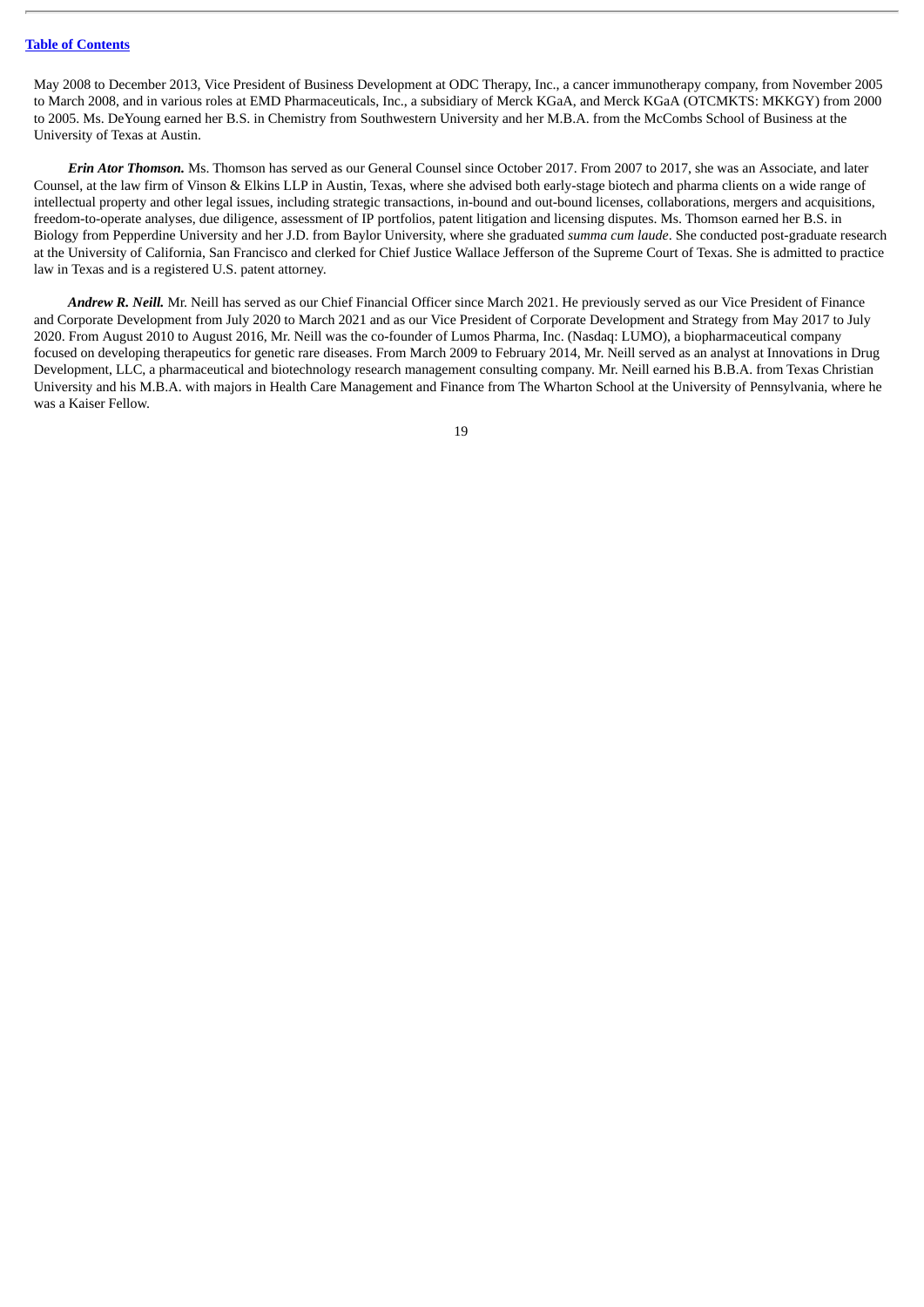May 2008 to December 2013, Vice President of Business Development at ODC Therapy, Inc., a cancer immunotherapy company, from November 2005 to March 2008, and in various roles at EMD Pharmaceuticals, Inc., a subsidiary of Merck KGaA, and Merck KGaA (OTCMKTS: MKKGY) from 2000 to 2005. Ms. DeYoung earned her B.S. in Chemistry from Southwestern University and her M.B.A. from the McCombs School of Business at the University of Texas at Austin.

***Erin Ator Thomson.*** Ms. Thomson has served as our General Counsel since October 2017. From 2007 to 2017, she was an Associate, and later Counsel, at the law firm of Vinson & Elkins LLP in Austin, Texas, where she advised both early-stage biotech and pharma clients on a wide range of intellectual property and other legal issues, including strategic transactions, in-bound and out-bound licenses, collaborations, mergers and acquisitions, freedom-to-operate analyses, due diligence, assessment of IP portfolios, patent litigation and licensing disputes. Ms. Thomson earned her B.S. in Biology from Pepperdine University and her J.D. from Baylor University, where she graduated *summa cum laude*. She conducted post-graduate research at the University of California, San Francisco and clerked for Chief Justice Wallace Jefferson of the Supreme Court of Texas. She is admitted to practice law in Texas and is a registered U.S. patent attorney.

***Andrew R. Neill.*** Mr. Neill has served as our Chief Financial Officer since March 2021. He previously served as our Vice President of Finance and Corporate Development from July 2020 to March 2021 and as our Vice President of Corporate Development and Strategy from May 2017 to July 2020. From August 2010 to August 2016, Mr. Neill was the co-founder of Lumos Pharma, Inc. (Nasdaq: LUMO), a biopharmaceutical company focused on developing therapeutics for genetic rare diseases. From March 2009 to February 2014, Mr. Neill served as an analyst at Innovations in Drug Development, LLC, a pharmaceutical and biotechnology research management consulting company. Mr. Neill earned his B.B.A. from Texas Christian University and his M.B.A. with majors in Health Care Management and Finance from The Wharton School at the University of Pennsylvania, where he was a Kaiser Fellow.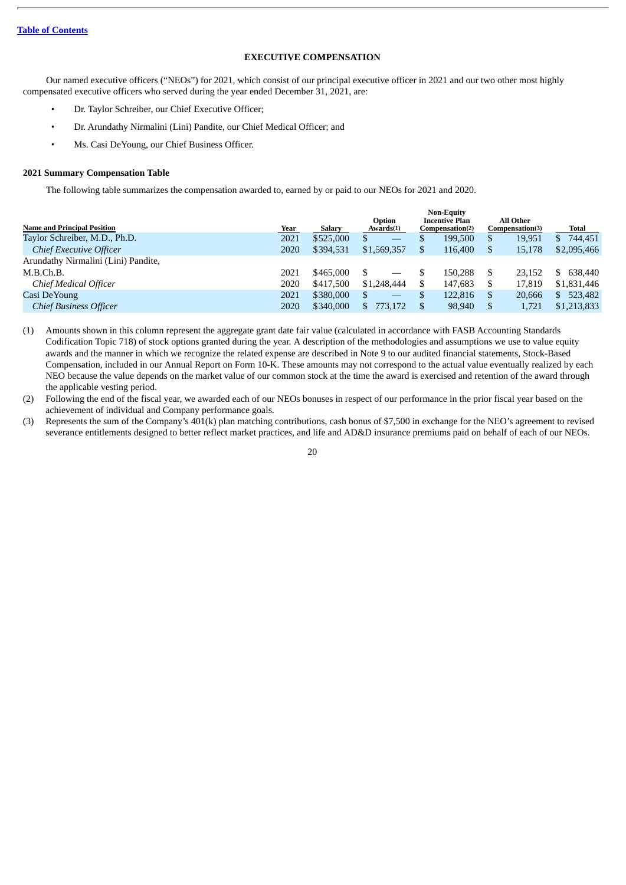[Table of Contents](#)

## EXECUTIVE COMPENSATION

Our named executive officers ("NEOs") for 2021, which consist of our principal executive officer in 2021 and our two other most highly compensated executive officers who served during the year ended December 31, 2021, are:

- Dr. Taylor Schreiber, our Chief Executive Officer;
- Dr. Arundathy Nirmalini (Lini) Pandite, our Chief Medical Officer; and
- Ms. Casi DeYoung, our Chief Business Officer.

### 2021 Summary Compensation Table

The following table summarizes the compensation awarded to, earned by or paid to our NEOs for 2021 and 2020.

| Name and Principal Position | Year | Salary | Option Awards(1) | Non-Equity Incentive Plan Compensation(2) | All Other Compensation(3) | Total |
|---|---|---|---|---|---|---|
| Taylor Schreiber, M.D., Ph.D. | 2021 | $525,000 | $ — | $ 199,500 | $ 19,951 | $ 744,451 |
| *Chief Executive Officer* | 2020 | $394,531 | $1,569,357 | $ 116,400 | $ 15,178 | $2,095,466 |
| Arundathy Nirmalini (Lini) Pandite, M.B.Ch.B. | 2021 | $465,000 | $ — | $ 150,288 | $ 23,152 | $ 638,440 |
| *Chief Medical Officer* | 2020 | $417,500 | $1,248,444 | $ 147,683 | $ 17,819 | $1,831,446 |
| Casi DeYoung | 2021 | $380,000 | $ — | $ 122,816 | $ 20,666 | $ 523,482 |
| *Chief Business Officer* | 2020 | $340,000 | $ 773,172 | $ 98,940 | $ 1,721 | $1,213,833 |

(1) Amounts shown in this column represent the aggregate grant date fair value (calculated in accordance with FASB Accounting Standards Codification Topic 718) of stock options granted during the year. A description of the methodologies and assumptions we use to value equity awards and the manner in which we recognize the related expense are described in Note 9 to our audited financial statements, Stock-Based Compensation, included in our Annual Report on Form 10-K. These amounts may not correspond to the actual value eventually realized by each NEO because the value depends on the market value of our common stock at the time the award is exercised and retention of the award through the applicable vesting period.

(2) Following the end of the fiscal year, we awarded each of our NEOs bonuses in respect of our performance in the prior fiscal year based on the achievement of individual and Company performance goals.

(3) Represents the sum of the Company's 401(k) plan matching contributions, cash bonus of $7,500 in exchange for the NEO's agreement to revised severance entitlements designed to better reflect market practices, and life and AD&D insurance premiums paid on behalf of each of our NEOs.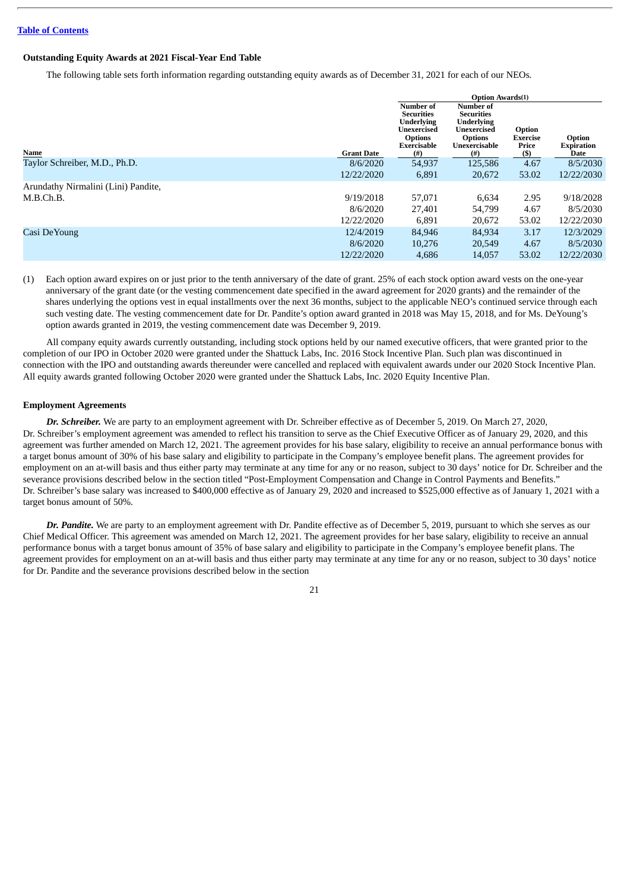[Table of Contents]

### Outstanding Equity Awards at 2021 Fiscal-Year End Table

The following table sets forth information regarding outstanding equity awards as of December 31, 2021 for each of our NEOs.

| | | Option Awards(1) | | | |
|---|---|---|---|---|---|
| Name | Grant Date | Number of Securities Underlying Unexercised Options Exercisable (#) | Number of Securities Underlying Unexercised Options Unexercisable (#) | Option Exercise Price ($) | Option Expiration Date |
| Taylor Schreiber, M.D., Ph.D. | 8/6/2020 | 54,937 | 125,586 | 4.67 | 8/5/2030 |
| | 12/22/2020 | 6,891 | 20,672 | 53.02 | 12/22/2030 |
| Arundathy Nirmalini (Lini) Pandite, M.B.Ch.B. | 9/19/2018 | 57,071 | 6,634 | 2.95 | 9/18/2028 |
| | 8/6/2020 | 27,401 | 54,799 | 4.67 | 8/5/2030 |
| | 12/22/2020 | 6,891 | 20,672 | 53.02 | 12/22/2030 |
| Casi DeYoung | 12/4/2019 | 84,946 | 84,934 | 3.17 | 12/3/2029 |
| | 8/6/2020 | 10,276 | 20,549 | 4.67 | 8/5/2030 |
| | 12/22/2020 | 4,686 | 14,057 | 53.02 | 12/22/2030 |

(1) Each option award expires on or just prior to the tenth anniversary of the date of grant. 25% of each stock option award vests on the one-year anniversary of the grant date (or the vesting commencement date specified in the award agreement for 2020 grants) and the remainder of the shares underlying the options vest in equal installments over the next 36 months, subject to the applicable NEO's continued service through each such vesting date. The vesting commencement date for Dr. Pandite's option award granted in 2018 was May 15, 2018, and for Ms. DeYoung's option awards granted in 2019, the vesting commencement date was December 9, 2019.

All company equity awards currently outstanding, including stock options held by our named executive officers, that were granted prior to the completion of our IPO in October 2020 were granted under the Shattuck Labs, Inc. 2016 Stock Incentive Plan. Such plan was discontinued in connection with the IPO and outstanding awards thereunder were cancelled and replaced with equivalent awards under our 2020 Stock Incentive Plan. All equity awards granted following October 2020 were granted under the Shattuck Labs, Inc. 2020 Equity Incentive Plan.

### Employment Agreements

***Dr. Schreiber.*** We are party to an employment agreement with Dr. Schreiber effective as of December 5, 2019. On March 27, 2020, Dr. Schreiber's employment agreement was amended to reflect his transition to serve as the Chief Executive Officer as of January 29, 2020, and this agreement was further amended on March 12, 2021. The agreement provides for his base salary, eligibility to receive an annual performance bonus with a target bonus amount of 30% of his base salary and eligibility to participate in the Company's employee benefit plans. The agreement provides for employment on an at-will basis and thus either party may terminate at any time for any or no reason, subject to 30 days' notice for Dr. Schreiber and the severance provisions described below in the section titled "Post-Employment Compensation and Change in Control Payments and Benefits." Dr. Schreiber's base salary was increased to $400,000 effective as of January 29, 2020 and increased to $525,000 effective as of January 1, 2021 with a target bonus amount of 50%.

***Dr. Pandite.*** We are party to an employment agreement with Dr. Pandite effective as of December 5, 2019, pursuant to which she serves as our Chief Medical Officer. This agreement was amended on March 12, 2021. The agreement provides for her base salary, eligibility to receive an annual performance bonus with a target bonus amount of 35% of base salary and eligibility to participate in the Company's employee benefit plans. The agreement provides for employment on an at-will basis and thus either party may terminate at any time for any or no reason, subject to 30 days' notice for Dr. Pandite and the severance provisions described below in the section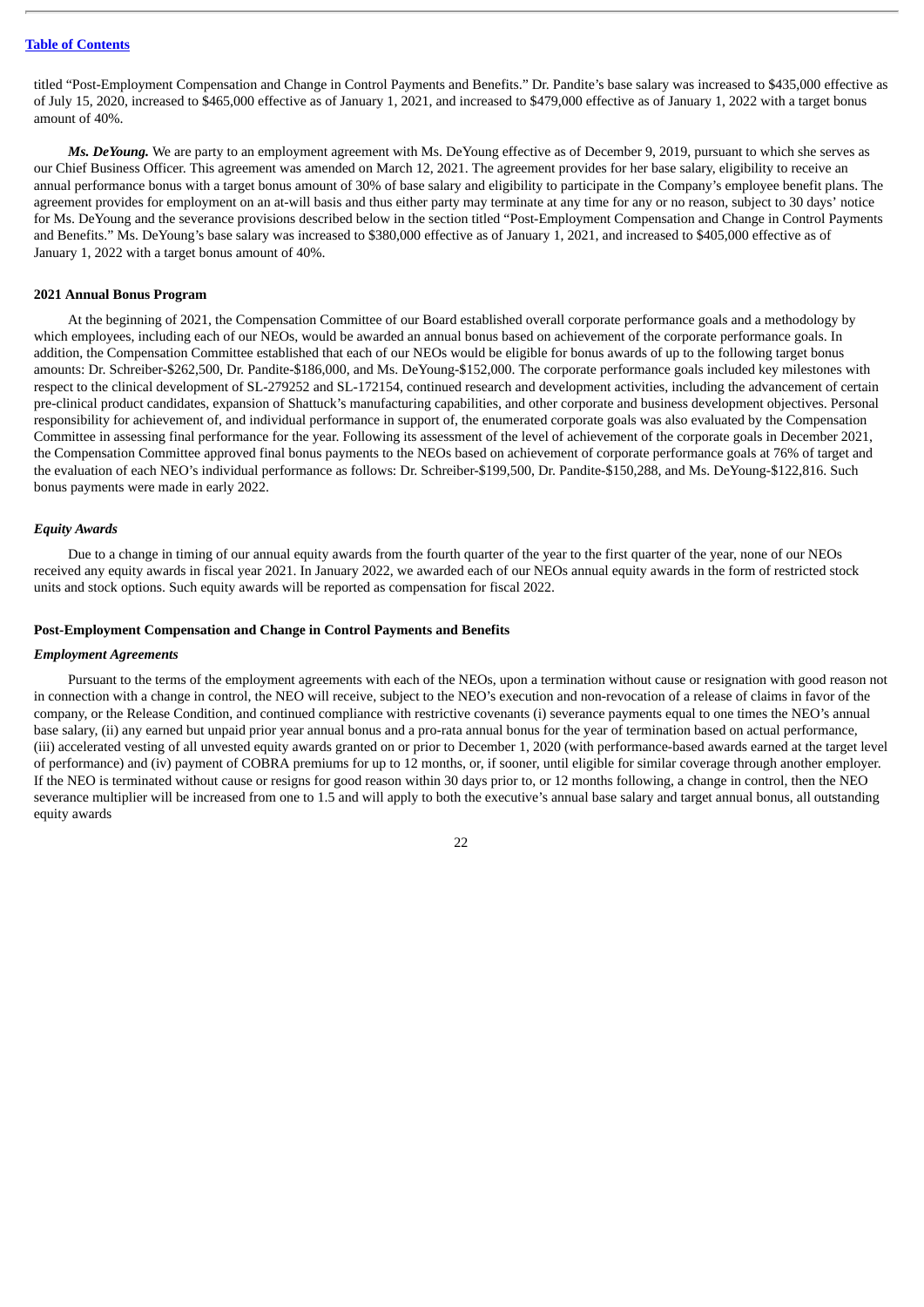titled "Post-Employment Compensation and Change in Control Payments and Benefits." Dr. Pandite's base salary was increased to $435,000 effective as of July 15, 2020, increased to $465,000 effective as of January 1, 2021, and increased to $479,000 effective as of January 1, 2022 with a target bonus amount of 40%.

***Ms. DeYoung.*** We are party to an employment agreement with Ms. DeYoung effective as of December 9, 2019, pursuant to which she serves as our Chief Business Officer. This agreement was amended on March 12, 2021. The agreement provides for her base salary, eligibility to receive an annual performance bonus with a target bonus amount of 30% of base salary and eligibility to participate in the Company's employee benefit plans. The agreement provides for employment on an at-will basis and thus either party may terminate at any time for any or no reason, subject to 30 days' notice for Ms. DeYoung and the severance provisions described below in the section titled "Post-Employment Compensation and Change in Control Payments and Benefits." Ms. DeYoung's base salary was increased to $380,000 effective as of January 1, 2021, and increased to $405,000 effective as of January 1, 2022 with a target bonus amount of 40%.

**2021 Annual Bonus Program**

At the beginning of 2021, the Compensation Committee of our Board established overall corporate performance goals and a methodology by which employees, including each of our NEOs, would be awarded an annual bonus based on achievement of the corporate performance goals. In addition, the Compensation Committee established that each of our NEOs would be eligible for bonus awards of up to the following target bonus amounts: Dr. Schreiber-$262,500, Dr. Pandite-$186,000, and Ms. DeYoung-$152,000. The corporate performance goals included key milestones with respect to the clinical development of SL-279252 and SL-172154, continued research and development activities, including the advancement of certain pre-clinical product candidates, expansion of Shattuck's manufacturing capabilities, and other corporate and business development objectives. Personal responsibility for achievement of, and individual performance in support of, the enumerated corporate goals was also evaluated by the Compensation Committee in assessing final performance for the year. Following its assessment of the level of achievement of the corporate goals in December 2021, the Compensation Committee approved final bonus payments to the NEOs based on achievement of corporate performance goals at 76% of target and the evaluation of each NEO's individual performance as follows: Dr. Schreiber-$199,500, Dr. Pandite-$150,288, and Ms. DeYoung-$122,816. Such bonus payments were made in early 2022.

***Equity Awards***

Due to a change in timing of our annual equity awards from the fourth quarter of the year to the first quarter of the year, none of our NEOs received any equity awards in fiscal year 2021. In January 2022, we awarded each of our NEOs annual equity awards in the form of restricted stock units and stock options. Such equity awards will be reported as compensation for fiscal 2022.

**Post-Employment Compensation and Change in Control Payments and Benefits**

***Employment Agreements***

Pursuant to the terms of the employment agreements with each of the NEOs, upon a termination without cause or resignation with good reason not in connection with a change in control, the NEO will receive, subject to the NEO's execution and non-revocation of a release of claims in favor of the company, or the Release Condition, and continued compliance with restrictive covenants (i) severance payments equal to one times the NEO's annual base salary, (ii) any earned but unpaid prior year annual bonus and a pro-rata annual bonus for the year of termination based on actual performance, (iii) accelerated vesting of all unvested equity awards granted on or prior to December 1, 2020 (with performance-based awards earned at the target level of performance) and (iv) payment of COBRA premiums for up to 12 months, or, if sooner, until eligible for similar coverage through another employer. If the NEO is terminated without cause or resigns for good reason within 30 days prior to, or 12 months following, a change in control, then the NEO severance multiplier will be increased from one to 1.5 and will apply to both the executive's annual base salary and target annual bonus, all outstanding equity awards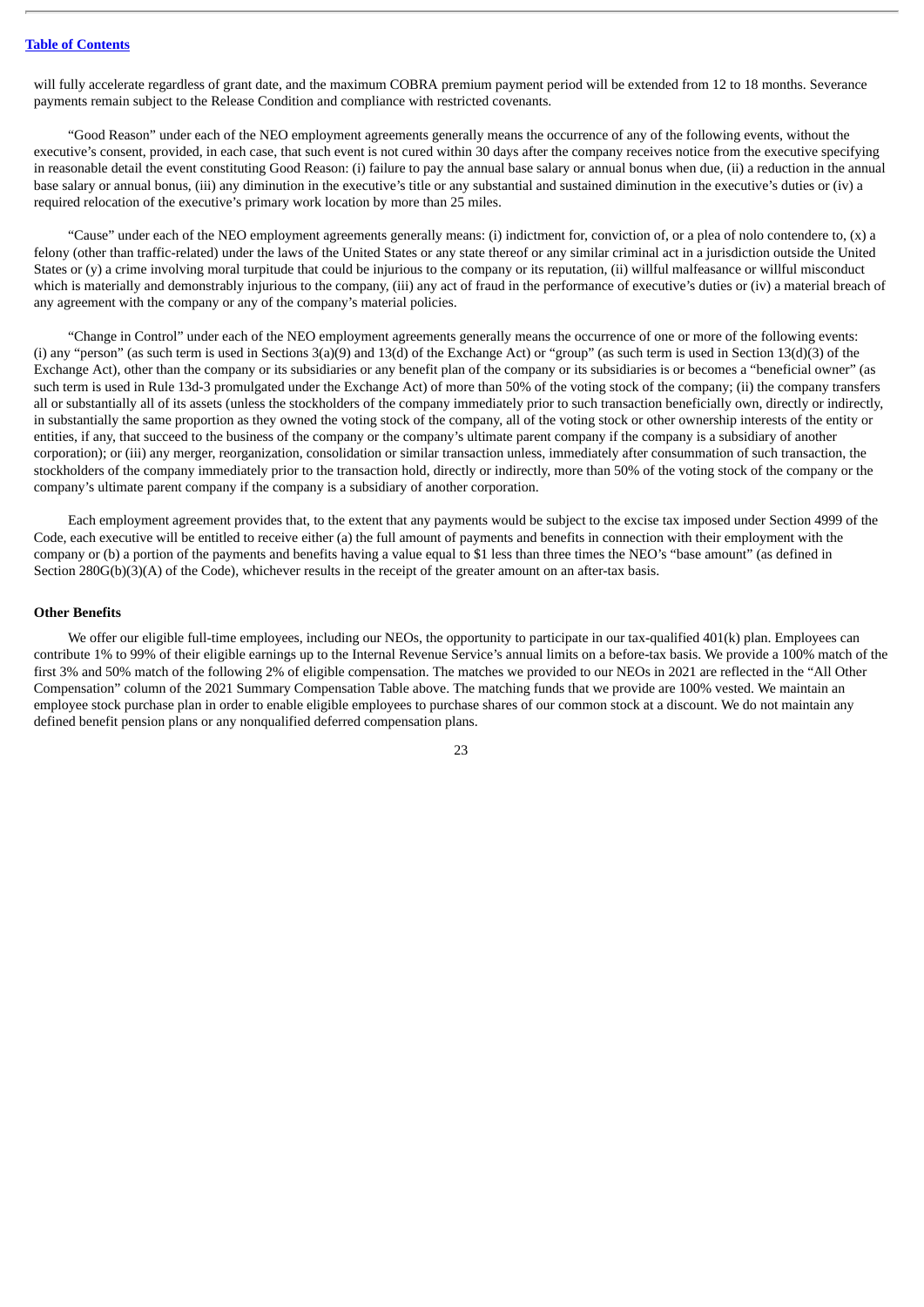will fully accelerate regardless of grant date, and the maximum COBRA premium payment period will be extended from 12 to 18 months. Severance payments remain subject to the Release Condition and compliance with restricted covenants.

"Good Reason" under each of the NEO employment agreements generally means the occurrence of any of the following events, without the executive's consent, provided, in each case, that such event is not cured within 30 days after the company receives notice from the executive specifying in reasonable detail the event constituting Good Reason: (i) failure to pay the annual base salary or annual bonus when due, (ii) a reduction in the annual base salary or annual bonus, (iii) any diminution in the executive's title or any substantial and sustained diminution in the executive's duties or (iv) a required relocation of the executive's primary work location by more than 25 miles.

"Cause" under each of the NEO employment agreements generally means: (i) indictment for, conviction of, or a plea of nolo contendere to, (x) a felony (other than traffic-related) under the laws of the United States or any state thereof or any similar criminal act in a jurisdiction outside the United States or (y) a crime involving moral turpitude that could be injurious to the company or its reputation, (ii) willful malfeasance or willful misconduct which is materially and demonstrably injurious to the company, (iii) any act of fraud in the performance of executive's duties or (iv) a material breach of any agreement with the company or any of the company's material policies.

"Change in Control" under each of the NEO employment agreements generally means the occurrence of one or more of the following events: (i) any "person" (as such term is used in Sections 3(a)(9) and 13(d) of the Exchange Act) or "group" (as such term is used in Section 13(d)(3) of the Exchange Act), other than the company or its subsidiaries or any benefit plan of the company or its subsidiaries is or becomes a "beneficial owner" (as such term is used in Rule 13d-3 promulgated under the Exchange Act) of more than 50% of the voting stock of the company; (ii) the company transfers all or substantially all of its assets (unless the stockholders of the company immediately prior to such transaction beneficially own, directly or indirectly, in substantially the same proportion as they owned the voting stock of the company, all of the voting stock or other ownership interests of the entity or entities, if any, that succeed to the business of the company or the company's ultimate parent company if the company is a subsidiary of another corporation); or (iii) any merger, reorganization, consolidation or similar transaction unless, immediately after consummation of such transaction, the stockholders of the company immediately prior to the transaction hold, directly or indirectly, more than 50% of the voting stock of the company or the company's ultimate parent company if the company is a subsidiary of another corporation.

Each employment agreement provides that, to the extent that any payments would be subject to the excise tax imposed under Section 4999 of the Code, each executive will be entitled to receive either (a) the full amount of payments and benefits in connection with their employment with the company or (b) a portion of the payments and benefits having a value equal to $1 less than three times the NEO's "base amount" (as defined in Section 280G(b)(3)(A) of the Code), whichever results in the receipt of the greater amount on an after-tax basis.

**Other Benefits**

We offer our eligible full-time employees, including our NEOs, the opportunity to participate in our tax-qualified 401(k) plan. Employees can contribute 1% to 99% of their eligible earnings up to the Internal Revenue Service's annual limits on a before-tax basis. We provide a 100% match of the first 3% and 50% match of the following 2% of eligible compensation. The matches we provided to our NEOs in 2021 are reflected in the "All Other Compensation" column of the 2021 Summary Compensation Table above. The matching funds that we provide are 100% vested. We maintain an employee stock purchase plan in order to enable eligible employees to purchase shares of our common stock at a discount. We do not maintain any defined benefit pension plans or any nonqualified deferred compensation plans.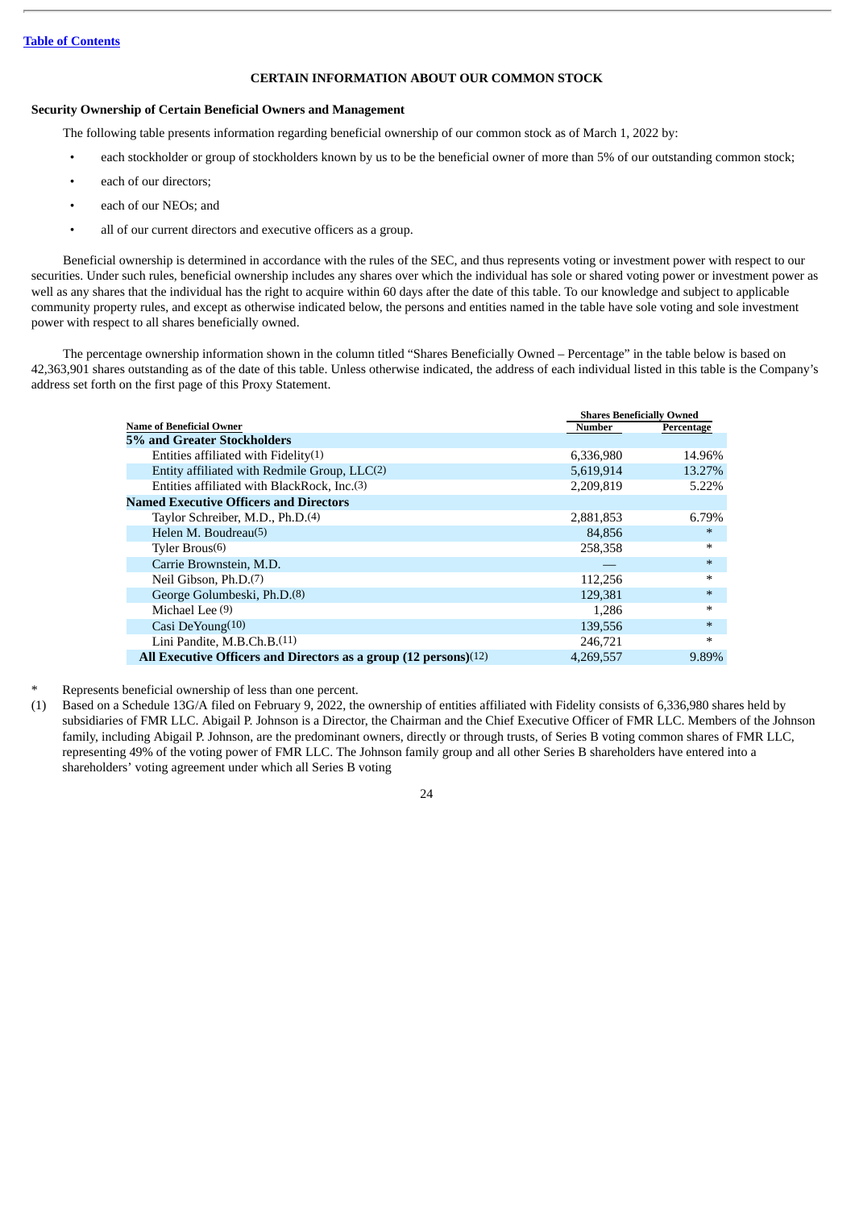[Table of Contents](#)

## CERTAIN INFORMATION ABOUT OUR COMMON STOCK

### Security Ownership of Certain Beneficial Owners and Management

The following table presents information regarding beneficial ownership of our common stock as of March 1, 2022 by:

- each stockholder or group of stockholders known by us to be the beneficial owner of more than 5% of our outstanding common stock;
- each of our directors;
- each of our NEOs; and
- all of our current directors and executive officers as a group.

Beneficial ownership is determined in accordance with the rules of the SEC, and thus represents voting or investment power with respect to our securities. Under such rules, beneficial ownership includes any shares over which the individual has sole or shared voting power or investment power as well as any shares that the individual has the right to acquire within 60 days after the date of this table. To our knowledge and subject to applicable community property rules, and except as otherwise indicated below, the persons and entities named in the table have sole voting and sole investment power with respect to all shares beneficially owned.

The percentage ownership information shown in the column titled "Shares Beneficially Owned – Percentage" in the table below is based on 42,363,901 shares outstanding as of the date of this table. Unless otherwise indicated, the address of each individual listed in this table is the Company's address set forth on the first page of this Proxy Statement.

| | Shares Beneficially Owned | |
|---|---|---|
| **Name of Beneficial Owner** | **Number** | **Percentage** |
| **5% and Greater Stockholders** | | |
| Entities affiliated with Fidelity(1) | 6,336,980 | 14.96% |
| Entity affiliated with Redmile Group, LLC(2) | 5,619,914 | 13.27% |
| Entities affiliated with BlackRock, Inc.(3) | 2,209,819 | 5.22% |
| **Named Executive Officers and Directors** | | |
| Taylor Schreiber, M.D., Ph.D.(4) | 2,881,853 | 6.79% |
| Helen M. Boudreau(5) | 84,856 | * |
| Tyler Brous(6) | 258,358 | * |
| Carrie Brownstein, M.D. | — | * |
| Neil Gibson, Ph.D.(7) | 112,256 | * |
| George Golumbeski, Ph.D.(8) | 129,381 | * |
| Michael Lee (9) | 1,286 | * |
| Casi DeYoung(10) | 139,556 | * |
| Lini Pandite, M.B.Ch.B.(11) | 246,721 | * |
| **All Executive Officers and Directors as a group (12 persons)**(12) | 4,269,557 | 9.89% |

\* Represents beneficial ownership of less than one percent.

(1) Based on a Schedule 13G/A filed on February 9, 2022, the ownership of entities affiliated with Fidelity consists of 6,336,980 shares held by subsidiaries of FMR LLC. Abigail P. Johnson is a Director, the Chairman and the Chief Executive Officer of FMR LLC. Members of the Johnson family, including Abigail P. Johnson, are the predominant owners, directly or through trusts, of Series B voting common shares of FMR LLC, representing 49% of the voting power of FMR LLC. The Johnson family group and all other Series B shareholders have entered into a shareholders' voting agreement under which all Series B voting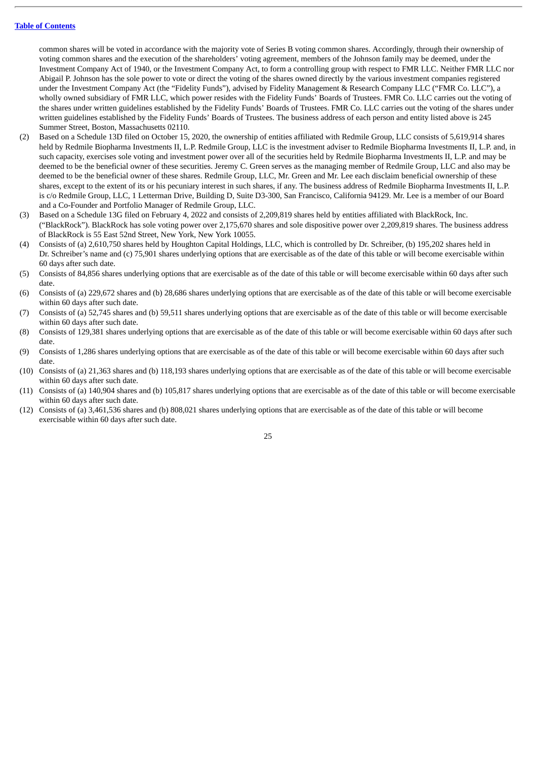common shares will be voted in accordance with the majority vote of Series B voting common shares. Accordingly, through their ownership of voting common shares and the execution of the shareholders' voting agreement, members of the Johnson family may be deemed, under the Investment Company Act of 1940, or the Investment Company Act, to form a controlling group with respect to FMR LLC. Neither FMR LLC nor Abigail P. Johnson has the sole power to vote or direct the voting of the shares owned directly by the various investment companies registered under the Investment Company Act (the "Fidelity Funds"), advised by Fidelity Management & Research Company LLC ("FMR Co. LLC"), a wholly owned subsidiary of FMR LLC, which power resides with the Fidelity Funds' Boards of Trustees. FMR Co. LLC carries out the voting of the shares under written guidelines established by the Fidelity Funds' Boards of Trustees. FMR Co. LLC carries out the voting of the shares under written guidelines established by the Fidelity Funds' Boards of Trustees. The business address of each person and entity listed above is 245 Summer Street, Boston, Massachusetts 02110.

(2) Based on a Schedule 13D filed on October 15, 2020, the ownership of entities affiliated with Redmile Group, LLC consists of 5,619,914 shares held by Redmile Biopharma Investments II, L.P. Redmile Group, LLC is the investment adviser to Redmile Biopharma Investments II, L.P. and, in such capacity, exercises sole voting and investment power over all of the securities held by Redmile Biopharma Investments II, L.P. and may be deemed to be the beneficial owner of these securities. Jeremy C. Green serves as the managing member of Redmile Group, LLC and also may be deemed to be the beneficial owner of these shares. Redmile Group, LLC, Mr. Green and Mr. Lee each disclaim beneficial ownership of these shares, except to the extent of its or his pecuniary interest in such shares, if any. The business address of Redmile Biopharma Investments II, L.P. is c/o Redmile Group, LLC, 1 Letterman Drive, Building D, Suite D3-300, San Francisco, California 94129. Mr. Lee is a member of our Board and a Co-Founder and Portfolio Manager of Redmile Group, LLC.

(3) Based on a Schedule 13G filed on February 4, 2022 and consists of 2,209,819 shares held by entities affiliated with BlackRock, Inc. ("BlackRock"). BlackRock has sole voting power over 2,175,670 shares and sole dispositive power over 2,209,819 shares. The business address of BlackRock is 55 East 52nd Street, New York, New York 10055.

(4) Consists of (a) 2,610,750 shares held by Houghton Capital Holdings, LLC, which is controlled by Dr. Schreiber, (b) 195,202 shares held in Dr. Schreiber's name and (c) 75,901 shares underlying options that are exercisable as of the date of this table or will become exercisable within 60 days after such date.

(5) Consists of 84,856 shares underlying options that are exercisable as of the date of this table or will become exercisable within 60 days after such date.

(6) Consists of (a) 229,672 shares and (b) 28,686 shares underlying options that are exercisable as of the date of this table or will become exercisable within 60 days after such date.

(7) Consists of (a) 52,745 shares and (b) 59,511 shares underlying options that are exercisable as of the date of this table or will become exercisable within 60 days after such date.

(8) Consists of 129,381 shares underlying options that are exercisable as of the date of this table or will become exercisable within 60 days after such date.

(9) Consists of 1,286 shares underlying options that are exercisable as of the date of this table or will become exercisable within 60 days after such date.

(10) Consists of (a) 21,363 shares and (b) 118,193 shares underlying options that are exercisable as of the date of this table or will become exercisable within 60 days after such date.

(11) Consists of (a) 140,904 shares and (b) 105,817 shares underlying options that are exercisable as of the date of this table or will become exercisable within 60 days after such date.

(12) Consists of (a) 3,461,536 shares and (b) 808,021 shares underlying options that are exercisable as of the date of this table or will become exercisable within 60 days after such date.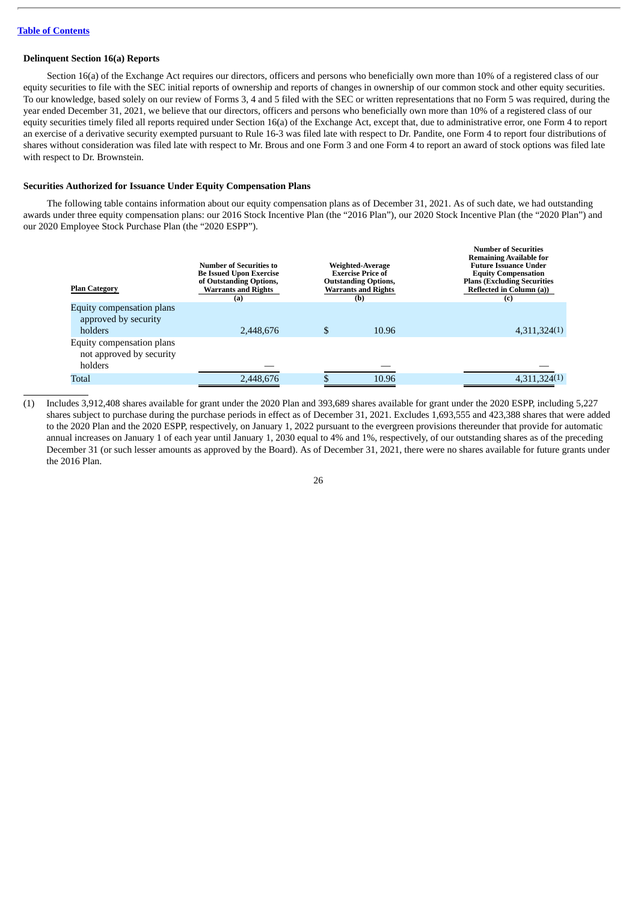[Table of Contents](#)

### Delinquent Section 16(a) Reports

Section 16(a) of the Exchange Act requires our directors, officers and persons who beneficially own more than 10% of a registered class of our equity securities to file with the SEC initial reports of ownership and reports of changes in ownership of our common stock and other equity securities. To our knowledge, based solely on our review of Forms 3, 4 and 5 filed with the SEC or written representations that no Form 5 was required, during the year ended December 31, 2021, we believe that our directors, officers and persons who beneficially own more than 10% of a registered class of our equity securities timely filed all reports required under Section 16(a) of the Exchange Act, except that, due to administrative error, one Form 4 to report an exercise of a derivative security exempted pursuant to Rule 16-3 was filed late with respect to Dr. Pandite, one Form 4 to report four distributions of shares without consideration was filed late with respect to Mr. Brous and one Form 3 and one Form 4 to report an award of stock options was filed late with respect to Dr. Brownstein.

### Securities Authorized for Issuance Under Equity Compensation Plans

The following table contains information about our equity compensation plans as of December 31, 2021. As of such date, we had outstanding awards under three equity compensation plans: our 2016 Stock Incentive Plan (the "2016 Plan"), our 2020 Stock Incentive Plan (the "2020 Plan") and our 2020 Employee Stock Purchase Plan (the "2020 ESPP").

| Plan Category | Number of Securities to Be Issued Upon Exercise of Outstanding Options, Warrants and Rights (a) | Weighted-Average Exercise Price of Outstanding Options, Warrants and Rights (b) | Number of Securities Remaining Available for Future Issuance Under Equity Compensation Plans (Excluding Securities Reflected in Column (a)) (c) |
|---|---|---|---|
| Equity compensation plans approved by security holders | 2,448,676 | $ 10.96 | 4,311,324(1) |
| Equity compensation plans not approved by security holders | — | — | — |
| Total | 2,448,676 | $ 10.96 | 4,311,324(1) |

(1) Includes 3,912,408 shares available for grant under the 2020 Plan and 393,689 shares available for grant under the 2020 ESPP, including 5,227 shares subject to purchase during the purchase periods in effect as of December 31, 2021. Excludes 1,693,555 and 423,388 shares that were added to the 2020 Plan and the 2020 ESPP, respectively, on January 1, 2022 pursuant to the evergreen provisions thereunder that provide for automatic annual increases on January 1 of each year until January 1, 2030 equal to 4% and 1%, respectively, of our outstanding shares as of the preceding December 31 (or such lesser amounts as approved by the Board). As of December 31, 2021, there were no shares available for future grants under the 2016 Plan.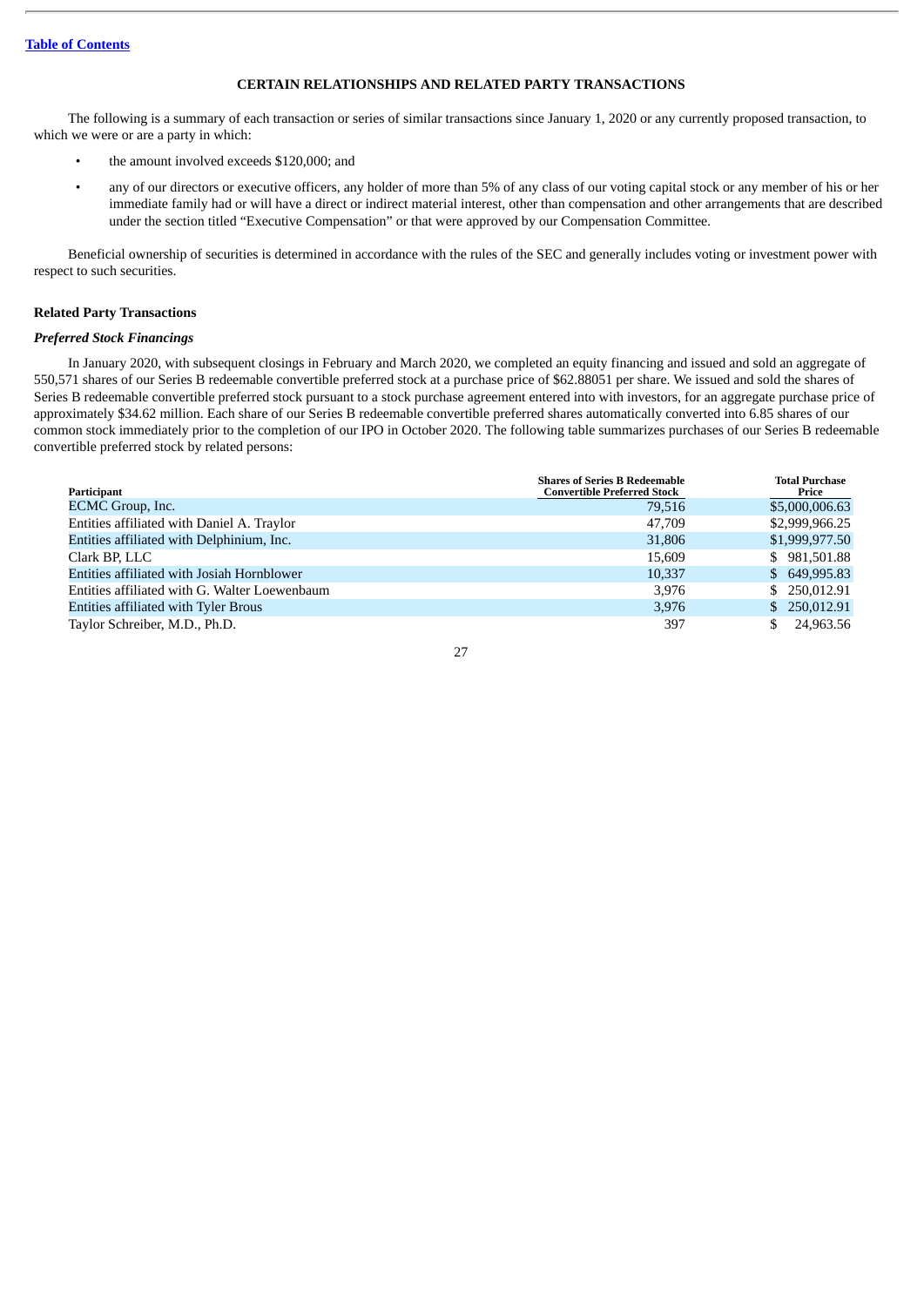[Table of Contents](#)

## CERTAIN RELATIONSHIPS AND RELATED PARTY TRANSACTIONS

The following is a summary of each transaction or series of similar transactions since January 1, 2020 or any currently proposed transaction, to which we were or are a party in which:

- the amount involved exceeds $120,000; and
- any of our directors or executive officers, any holder of more than 5% of any class of our voting capital stock or any member of his or her immediate family had or will have a direct or indirect material interest, other than compensation and other arrangements that are described under the section titled "Executive Compensation" or that were approved by our Compensation Committee.

Beneficial ownership of securities is determined in accordance with the rules of the SEC and generally includes voting or investment power with respect to such securities.

### Related Party Transactions

#### *Preferred Stock Financings*

In January 2020, with subsequent closings in February and March 2020, we completed an equity financing and issued and sold an aggregate of 550,571 shares of our Series B redeemable convertible preferred stock at a purchase price of $62.88051 per share. We issued and sold the shares of Series B redeemable convertible preferred stock pursuant to a stock purchase agreement entered into with investors, for an aggregate purchase price of approximately $34.62 million. Each share of our Series B redeemable convertible preferred shares automatically converted into 6.85 shares of our common stock immediately prior to the completion of our IPO in October 2020. The following table summarizes purchases of our Series B redeemable convertible preferred stock by related persons:

| Participant | Shares of Series B Redeemable Convertible Preferred Stock | Total Purchase Price |
|---|---|---|
| ECMC Group, Inc. | 79,516 | $5,000,006.63 |
| Entities affiliated with Daniel A. Traylor | 47,709 | $2,999,966.25 |
| Entities affiliated with Delphinium, Inc. | 31,806 | $1,999,977.50 |
| Clark BP, LLC | 15,609 | $ 981,501.88 |
| Entities affiliated with Josiah Hornblower | 10,337 | $ 649,995.83 |
| Entities affiliated with G. Walter Loewenbaum | 3,976 | $ 250,012.91 |
| Entities affiliated with Tyler Brous | 3,976 | $ 250,012.91 |
| Taylor Schreiber, M.D., Ph.D. | 397 | $ 24,963.56 |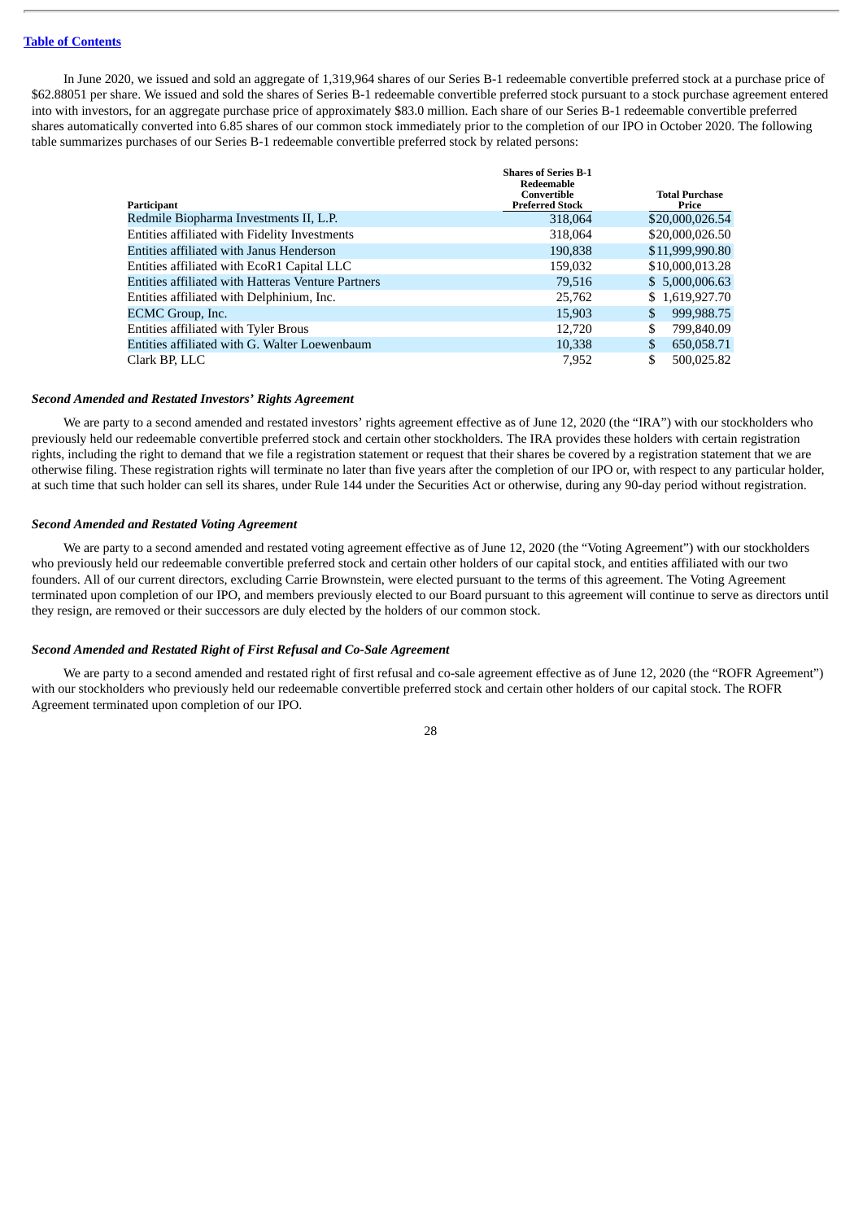[Table of Contents](#)

In June 2020, we issued and sold an aggregate of 1,319,964 shares of our Series B-1 redeemable convertible preferred stock at a purchase price of $62.88051 per share. We issued and sold the shares of Series B-1 redeemable convertible preferred stock pursuant to a stock purchase agreement entered into with investors, for an aggregate purchase price of approximately $83.0 million. Each share of our Series B-1 redeemable convertible preferred shares automatically converted into 6.85 shares of our common stock immediately prior to the completion of our IPO in October 2020. The following table summarizes purchases of our Series B-1 redeemable convertible preferred stock by related persons:

| Participant | Shares of Series B-1 Redeemable Convertible Preferred Stock | Total Purchase Price |
|---|---|---|
| Redmile Biopharma Investments II, L.P. | 318,064 | $20,000,026.54 |
| Entities affiliated with Fidelity Investments | 318,064 | $20,000,026.50 |
| Entities affiliated with Janus Henderson | 190,838 | $11,999,990.80 |
| Entities affiliated with EcoR1 Capital LLC | 159,032 | $10,000,013.28 |
| Entities affiliated with Hatteras Venture Partners | 79,516 | $ 5,000,006.63 |
| Entities affiliated with Delphinium, Inc. | 25,762 | $ 1,619,927.70 |
| ECMC Group, Inc. | 15,903 | $ 999,988.75 |
| Entities affiliated with Tyler Brous | 12,720 | $ 799,840.09 |
| Entities affiliated with G. Walter Loewenbaum | 10,338 | $ 650,058.71 |
| Clark BP, LLC | 7,952 | $ 500,025.82 |

***Second Amended and Restated Investors' Rights Agreement***

We are party to a second amended and restated investors' rights agreement effective as of June 12, 2020 (the "IRA") with our stockholders who previously held our redeemable convertible preferred stock and certain other stockholders. The IRA provides these holders with certain registration rights, including the right to demand that we file a registration statement or request that their shares be covered by a registration statement that we are otherwise filing. These registration rights will terminate no later than five years after the completion of our IPO or, with respect to any particular holder, at such time that such holder can sell its shares, under Rule 144 under the Securities Act or otherwise, during any 90-day period without registration.

***Second Amended and Restated Voting Agreement***

We are party to a second amended and restated voting agreement effective as of June 12, 2020 (the "Voting Agreement") with our stockholders who previously held our redeemable convertible preferred stock and certain other holders of our capital stock, and entities affiliated with our two founders. All of our current directors, excluding Carrie Brownstein, were elected pursuant to the terms of this agreement. The Voting Agreement terminated upon completion of our IPO, and members previously elected to our Board pursuant to this agreement will continue to serve as directors until they resign, are removed or their successors are duly elected by the holders of our common stock.

***Second Amended and Restated Right of First Refusal and Co-Sale Agreement***

We are party to a second amended and restated right of first refusal and co-sale agreement effective as of June 12, 2020 (the "ROFR Agreement") with our stockholders who previously held our redeemable convertible preferred stock and certain other holders of our capital stock. The ROFR Agreement terminated upon completion of our IPO.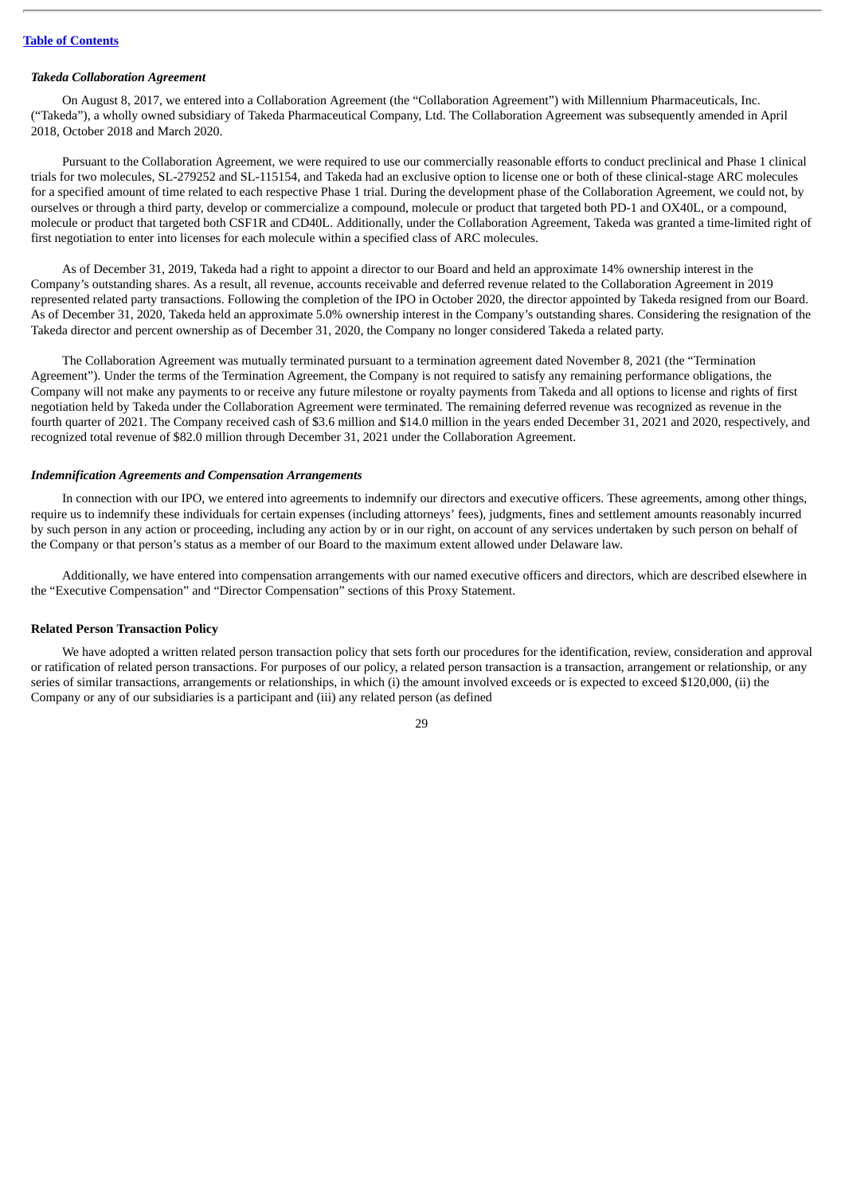*Takeda Collaboration Agreement*

On August 8, 2017, we entered into a Collaboration Agreement (the "Collaboration Agreement") with Millennium Pharmaceuticals, Inc. ("Takeda"), a wholly owned subsidiary of Takeda Pharmaceutical Company, Ltd. The Collaboration Agreement was subsequently amended in April 2018, October 2018 and March 2020.

Pursuant to the Collaboration Agreement, we were required to use our commercially reasonable efforts to conduct preclinical and Phase 1 clinical trials for two molecules, SL-279252 and SL-115154, and Takeda had an exclusive option to license one or both of these clinical-stage ARC molecules for a specified amount of time related to each respective Phase 1 trial. During the development phase of the Collaboration Agreement, we could not, by ourselves or through a third party, develop or commercialize a compound, molecule or product that targeted both PD-1 and OX40L, or a compound, molecule or product that targeted both CSF1R and CD40L. Additionally, under the Collaboration Agreement, Takeda was granted a time-limited right of first negotiation to enter into licenses for each molecule within a specified class of ARC molecules.

As of December 31, 2019, Takeda had a right to appoint a director to our Board and held an approximate 14% ownership interest in the Company's outstanding shares. As a result, all revenue, accounts receivable and deferred revenue related to the Collaboration Agreement in 2019 represented related party transactions. Following the completion of the IPO in October 2020, the director appointed by Takeda resigned from our Board. As of December 31, 2020, Takeda held an approximate 5.0% ownership interest in the Company's outstanding shares. Considering the resignation of the Takeda director and percent ownership as of December 31, 2020, the Company no longer considered Takeda a related party.

The Collaboration Agreement was mutually terminated pursuant to a termination agreement dated November 8, 2021 (the "Termination Agreement"). Under the terms of the Termination Agreement, the Company is not required to satisfy any remaining performance obligations, the Company will not make any payments to or receive any future milestone or royalty payments from Takeda and all options to license and rights of first negotiation held by Takeda under the Collaboration Agreement were terminated. The remaining deferred revenue was recognized as revenue in the fourth quarter of 2021. The Company received cash of $3.6 million and $14.0 million in the years ended December 31, 2021 and 2020, respectively, and recognized total revenue of $82.0 million through December 31, 2021 under the Collaboration Agreement.

*Indemnification Agreements and Compensation Arrangements*

In connection with our IPO, we entered into agreements to indemnify our directors and executive officers. These agreements, among other things, require us to indemnify these individuals for certain expenses (including attorneys' fees), judgments, fines and settlement amounts reasonably incurred by such person in any action or proceeding, including any action by or in our right, on account of any services undertaken by such person on behalf of the Company or that person's status as a member of our Board to the maximum extent allowed under Delaware law.

Additionally, we have entered into compensation arrangements with our named executive officers and directors, which are described elsewhere in the "Executive Compensation" and "Director Compensation" sections of this Proxy Statement.

**Related Person Transaction Policy**

We have adopted a written related person transaction policy that sets forth our procedures for the identification, review, consideration and approval or ratification of related person transactions. For purposes of our policy, a related person transaction is a transaction, arrangement or relationship, or any series of similar transactions, arrangements or relationships, in which (i) the amount involved exceeds or is expected to exceed $120,000, (ii) the Company or any of our subsidiaries is a participant and (iii) any related person (as defined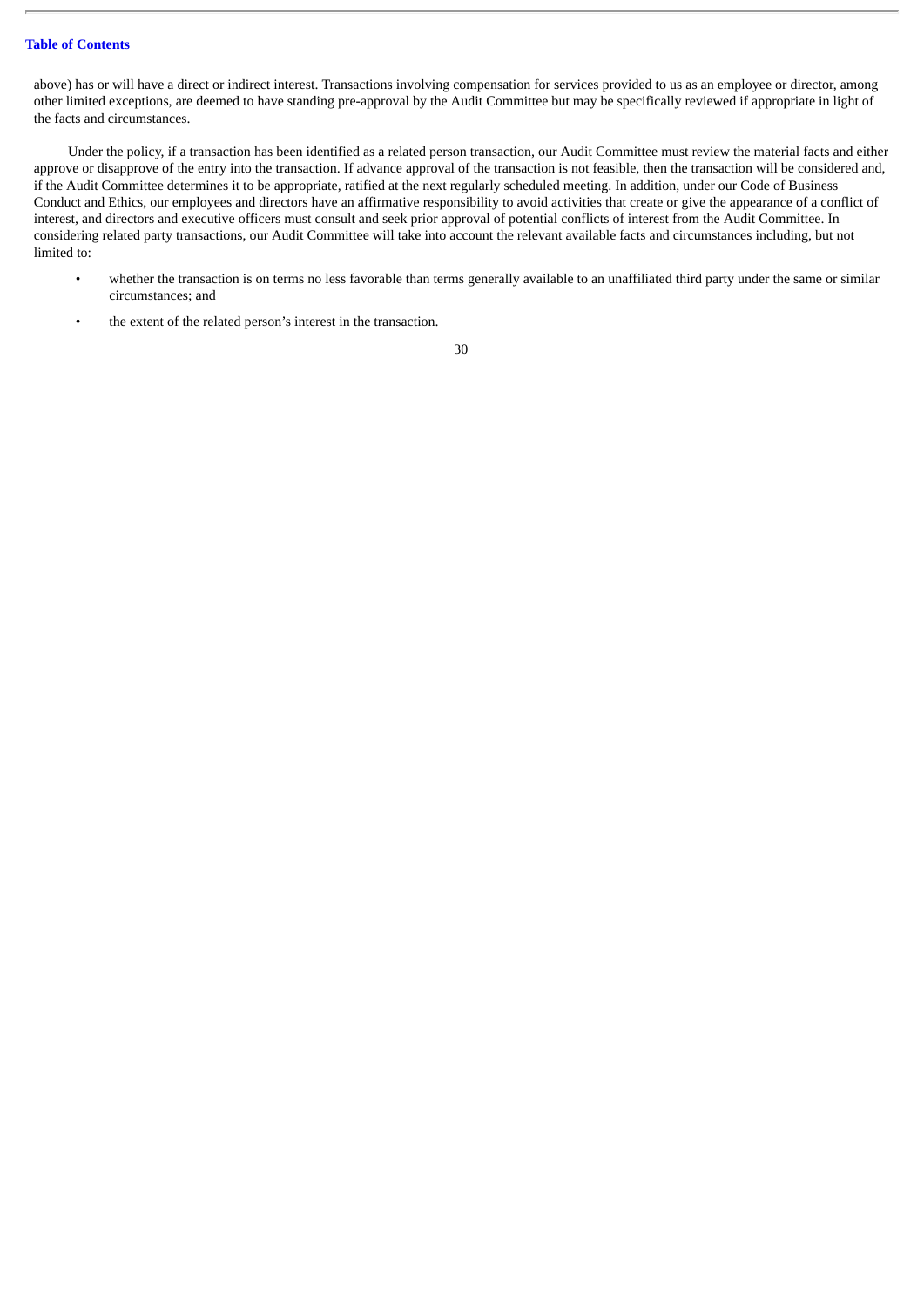above) has or will have a direct or indirect interest. Transactions involving compensation for services provided to us as an employee or director, among other limited exceptions, are deemed to have standing pre-approval by the Audit Committee but may be specifically reviewed if appropriate in light of the facts and circumstances.

Under the policy, if a transaction has been identified as a related person transaction, our Audit Committee must review the material facts and either approve or disapprove of the entry into the transaction. If advance approval of the transaction is not feasible, then the transaction will be considered and, if the Audit Committee determines it to be appropriate, ratified at the next regularly scheduled meeting. In addition, under our Code of Business Conduct and Ethics, our employees and directors have an affirmative responsibility to avoid activities that create or give the appearance of a conflict of interest, and directors and executive officers must consult and seek prior approval of potential conflicts of interest from the Audit Committee. In considering related party transactions, our Audit Committee will take into account the relevant available facts and circumstances including, but not limited to:

- whether the transaction is on terms no less favorable than terms generally available to an unaffiliated third party under the same or similar circumstances; and
- the extent of the related person's interest in the transaction.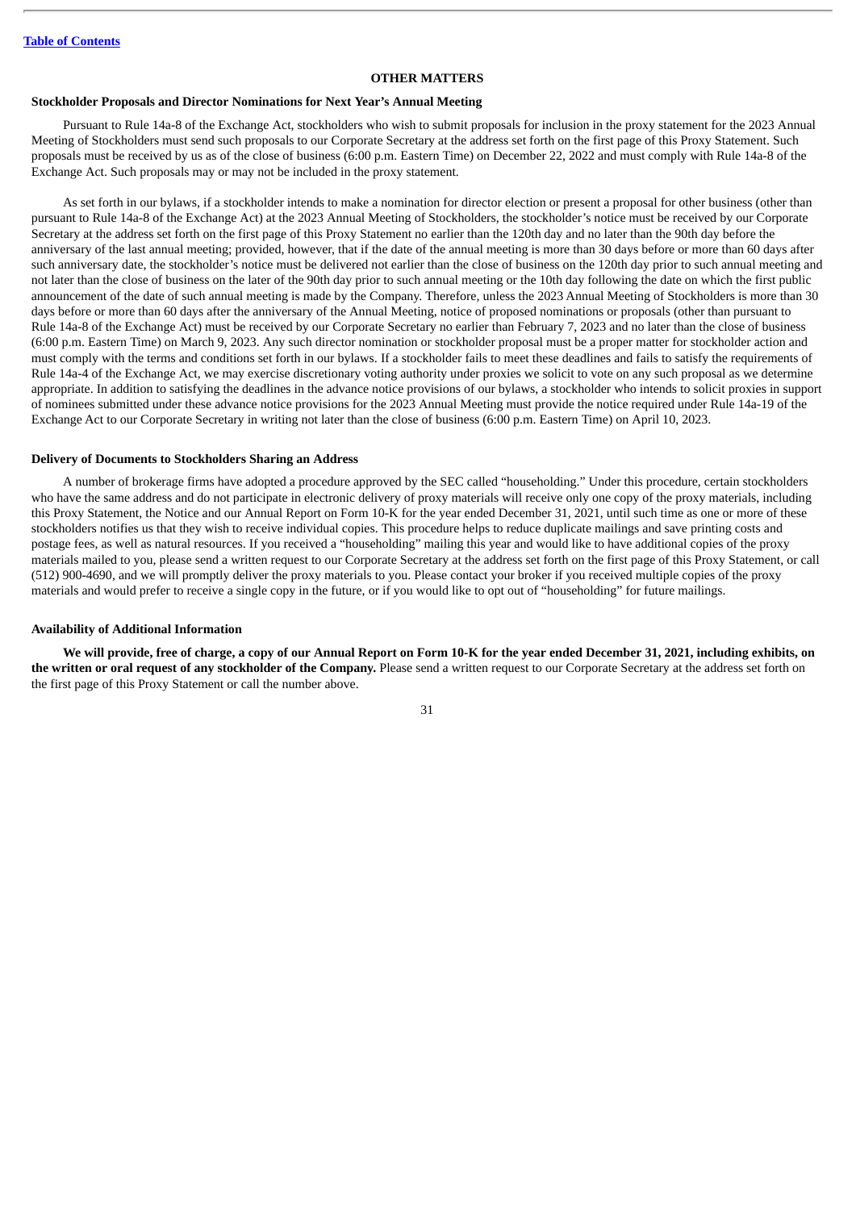## OTHER MATTERS

### Stockholder Proposals and Director Nominations for Next Year's Annual Meeting

Pursuant to Rule 14a-8 of the Exchange Act, stockholders who wish to submit proposals for inclusion in the proxy statement for the 2023 Annual Meeting of Stockholders must send such proposals to our Corporate Secretary at the address set forth on the first page of this Proxy Statement. Such proposals must be received by us as of the close of business (6:00 p.m. Eastern Time) on December 22, 2022 and must comply with Rule 14a-8 of the Exchange Act. Such proposals may or may not be included in the proxy statement.

As set forth in our bylaws, if a stockholder intends to make a nomination for director election or present a proposal for other business (other than pursuant to Rule 14a-8 of the Exchange Act) at the 2023 Annual Meeting of Stockholders, the stockholder's notice must be received by our Corporate Secretary at the address set forth on the first page of this Proxy Statement no earlier than the 120th day and no later than the 90th day before the anniversary of the last annual meeting; provided, however, that if the date of the annual meeting is more than 30 days before or more than 60 days after such anniversary date, the stockholder's notice must be delivered not earlier than the close of business on the 120th day prior to such annual meeting and not later than the close of business on the later of the 90th day prior to such annual meeting or the 10th day following the date on which the first public announcement of the date of such annual meeting is made by the Company. Therefore, unless the 2023 Annual Meeting of Stockholders is more than 30 days before or more than 60 days after the anniversary of the Annual Meeting, notice of proposed nominations or proposals (other than pursuant to Rule 14a-8 of the Exchange Act) must be received by our Corporate Secretary no earlier than February 7, 2023 and no later than the close of business (6:00 p.m. Eastern Time) on March 9, 2023. Any such director nomination or stockholder proposal must be a proper matter for stockholder action and must comply with the terms and conditions set forth in our bylaws. If a stockholder fails to meet these deadlines and fails to satisfy the requirements of Rule 14a-4 of the Exchange Act, we may exercise discretionary voting authority under proxies we solicit to vote on any such proposal as we determine appropriate. In addition to satisfying the deadlines in the advance notice provisions of our bylaws, a stockholder who intends to solicit proxies in support of nominees submitted under these advance notice provisions for the 2023 Annual Meeting must provide the notice required under Rule 14a-19 of the Exchange Act to our Corporate Secretary in writing not later than the close of business (6:00 p.m. Eastern Time) on April 10, 2023.

### Delivery of Documents to Stockholders Sharing an Address

A number of brokerage firms have adopted a procedure approved by the SEC called "householding." Under this procedure, certain stockholders who have the same address and do not participate in electronic delivery of proxy materials will receive only one copy of the proxy materials, including this Proxy Statement, the Notice and our Annual Report on Form 10-K for the year ended December 31, 2021, until such time as one or more of these stockholders notifies us that they wish to receive individual copies. This procedure helps to reduce duplicate mailings and save printing costs and postage fees, as well as natural resources. If you received a "householding" mailing this year and would like to have additional copies of the proxy materials mailed to you, please send a written request to our Corporate Secretary at the address set forth on the first page of this Proxy Statement, or call (512) 900-4690, and we will promptly deliver the proxy materials to you. Please contact your broker if you received multiple copies of the proxy materials and would prefer to receive a single copy in the future, or if you would like to opt out of "householding" for future mailings.

### Availability of Additional Information

**We will provide, free of charge, a copy of our Annual Report on Form 10-K for the year ended December 31, 2021, including exhibits, on the written or oral request of any stockholder of the Company.** Please send a written request to our Corporate Secretary at the address set forth on the first page of this Proxy Statement or call the number above.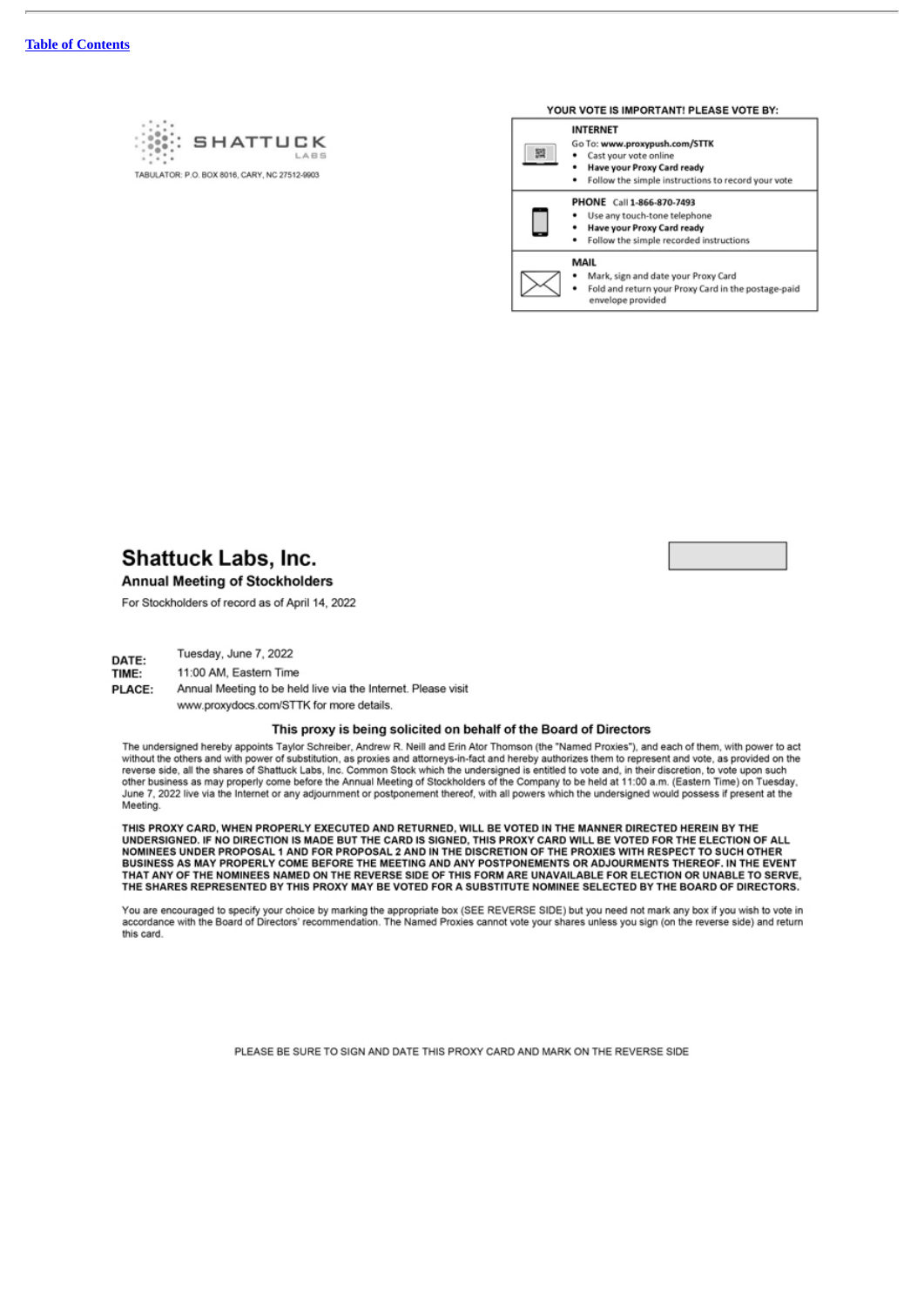[Table of Contents](#)

SHATTUCK LABS

TABULATOR: P.O. BOX 8016, CARY, NC 27512-9903

**YOUR VOTE IS IMPORTANT! PLEASE VOTE BY:**

**INTERNET**
Go To: **www.proxypush.com/STTK**
- Cast your vote online
- **Have your Proxy Card ready**
- Follow the simple instructions to record your vote

**PHONE** Call **1-866-870-7493**
- Use any touch-tone telephone
- **Have your Proxy Card ready**
- Follow the simple recorded instructions

**MAIL**
- Mark, sign and date your Proxy Card
- Fold and return your Proxy Card in the postage-paid envelope provided

## Shattuck Labs, Inc.

### Annual Meeting of Stockholders

For Stockholders of record as of April 14, 2022

**DATE:** Tuesday, June 7, 2022
**TIME:** 11:00 AM, Eastern Time
**PLACE:** Annual Meeting to be held live via the Internet. Please visit www.proxydocs.com/STTK for more details.

**This proxy is being solicited on behalf of the Board of Directors**

The undersigned hereby appoints Taylor Schreiber, Andrew R. Neill and Erin Ator Thomson (the "Named Proxies"), and each of them, with power to act without the others and with power of substitution, as proxies and attorneys-in-fact and hereby authorizes them to represent and vote, as provided on the reverse side, all the shares of Shattuck Labs, Inc. Common Stock which the undersigned is entitled to vote and, in their discretion, to vote upon such other business as may properly come before the Annual Meeting of Stockholders of the Company to be held at 11:00 a.m. (Eastern Time) on Tuesday, June 7, 2022 live via the Internet or any adjournment or postponement thereof, with all powers which the undersigned would possess if present at the Meeting.

**THIS PROXY CARD, WHEN PROPERLY EXECUTED AND RETURNED, WILL BE VOTED IN THE MANNER DIRECTED HEREIN BY THE UNDERSIGNED. IF NO DIRECTION IS MADE BUT THE CARD IS SIGNED, THIS PROXY CARD WILL BE VOTED FOR THE ELECTION OF ALL NOMINEES UNDER PROPOSAL 1 AND FOR PROPOSAL 2 AND IN THE DISCRETION OF THE PROXIES WITH RESPECT TO SUCH OTHER BUSINESS AS MAY PROPERLY COME BEFORE THE MEETING AND ANY POSTPONEMENTS OR ADJOURMENTS THEREOF. IN THE EVENT THAT ANY OF THE NOMINEES NAMED ON THE REVERSE SIDE OF THIS FORM ARE UNAVAILABLE FOR ELECTION OR UNABLE TO SERVE, THE SHARES REPRESENTED BY THIS PROXY MAY BE VOTED FOR A SUBSTITUTE NOMINEE SELECTED BY THE BOARD OF DIRECTORS.**

You are encouraged to specify your choice by marking the appropriate box (SEE REVERSE SIDE) but you need not mark any box if you wish to vote in accordance with the Board of Directors' recommendation. The Named Proxies cannot vote your shares unless you sign (on the reverse side) and return this card.

PLEASE BE SURE TO SIGN AND DATE THIS PROXY CARD AND MARK ON THE REVERSE SIDE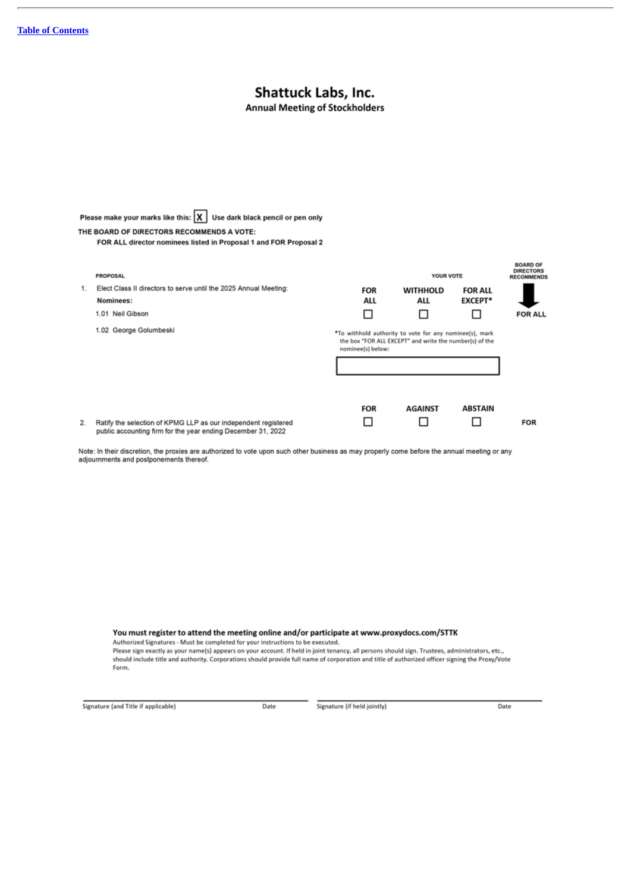[Table of Contents](#)

# Shattuck Labs, Inc.

## Annual Meeting of Stockholders

**Please make your marks like this: [X] Use dark black pencil or pen only**

**THE BOARD OF DIRECTORS RECOMMENDS A VOTE:**

**FOR ALL director nominees listed in Proposal 1 and FOR Proposal 2**

| PROPOSAL | | YOUR VOTE | | BOARD OF DIRECTORS RECOMMENDS |
|---|---|---|---|---|
| | FOR ALL | WITHHOLD ALL | FOR ALL EXCEPT* | |
| 1. Elect Class II directors to serve until the 2025 Annual Meeting:<br>**Nominees:**<br>1.01 Neil Gibson<br>1.02 George Golumbeski | ☐ | ☐ | ☐ | FOR ALL |
| | FOR | AGAINST | ABSTAIN | |
| 2. Ratify the selection of KPMG LLP as our independent registered public accounting firm for the year ending December 31, 2022 | ☐ | ☐ | ☐ | FOR |

*To withhold authority to vote for any nominee(s), mark the box "FOR ALL EXCEPT" and write the number(s) of the nominee(s) below:

Note: In their discretion, the proxies are authorized to vote upon such other business as may properly come before the annual meeting or any adjournments and postponements thereof.

**You must register to attend the meeting online and/or participate at www.proxydocs.com/STTK**

Authorized Signatures - Must be completed for your instructions to be executed.

Please sign exactly as your name(s) appears on your account. If held in joint tenancy, all persons should sign. Trustees, administrators, etc., should include title and authority. Corporations should provide full name of corporation and title of authorized officer signing the Proxy/Vote Form.

Signature (and Title if applicable) \_\_\_\_\_\_\_\_ Date \_\_\_\_\_\_\_\_

Signature (if held jointly) \_\_\_\_\_\_\_\_ Date \_\_\_\_\_\_\_\_